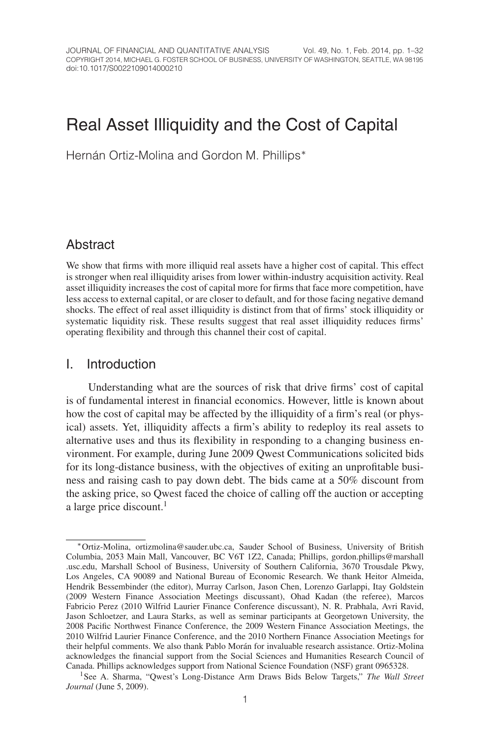# Real Asset Illiquidity and the Cost of Capital

Hernán Ortiz-Molina and Gordon M. Phillips*

## Abstract

We show that firms with more illiquid real assets have a higher cost of capital. This effect is stronger when real illiquidity arises from lower within-industry acquisition activity. Real asset illiquidity increases the cost of capital more for firms that face more competition, have less access to external capital, or are closer to default, and for those facing negative demand shocks. The effect of real asset illiquidity is distinct from that of firms' stock illiquidity or systematic liquidity risk. These results suggest that real asset illiquidity reduces firms' operating flexibility and through this channel their cost of capital.

## I. Introduction

Understanding what are the sources of risk that drive firms' cost of capital is of fundamental interest in financial economics. However, little is known about how the cost of capital may be affected by the illiquidity of a firm's real (or physical) assets. Yet, illiquidity affects a firm's ability to redeploy its real assets to alternative uses and thus its flexibility in responding to a changing business environment. For example, during June 2009 Qwest Communications solicited bids for its long-distance business, with the objectives of exiting an unprofitable business and raising cash to pay down debt. The bids came at a 50% discount from the asking price, so Qwest faced the choice of calling off the auction or accepting a large price discount.[1]

---

*Ortiz-Molina, ortizmolina@sauder.ubc.ca, Sauder School of Business, University of British Columbia, 2053 Main Mall, Vancouver, BC V6T 1Z2, Canada; Phillips, gordon.phillips@marshall.usc.edu, Marshall School of Business, University of Southern California, 3670 Trousdale Pkwy, Los Angeles, CA 90089 and National Bureau of Economic Research. We thank Heitor Almeida, Hendrik Bessembinder (the editor), Murray Carlson, Jason Chen, Lorenzo Garlappi, Itay Goldstein (2009 Western Finance Association Meetings discussant), Ohad Kadan (the referee), Marcos Fabricio Perez (2010 Wilfrid Laurier Finance Conference discussant), N. R. Prabhala, Avri Ravid, Jason Schloetzer, and Laura Starks, as well as seminar participants at Georgetown University, the 2008 Pacific Northwest Finance Conference, the 2009 Western Finance Association Meetings, the 2010 Wilfrid Laurier Finance Conference, and the 2010 Northern Finance Association Meetings for their helpful comments. We also thank Pablo Morán for invaluable research assistance. Ortiz-Molina acknowledges the financial support from the Social Sciences and Humanities Research Council of Canada. Phillips acknowledges support from National Science Foundation (NSF) grant 0965328.

[1] See A. Sharma, "Qwest's Long-Distance Arm Draws Bids Below Targets," *The Wall Street Journal* (June 5, 2009).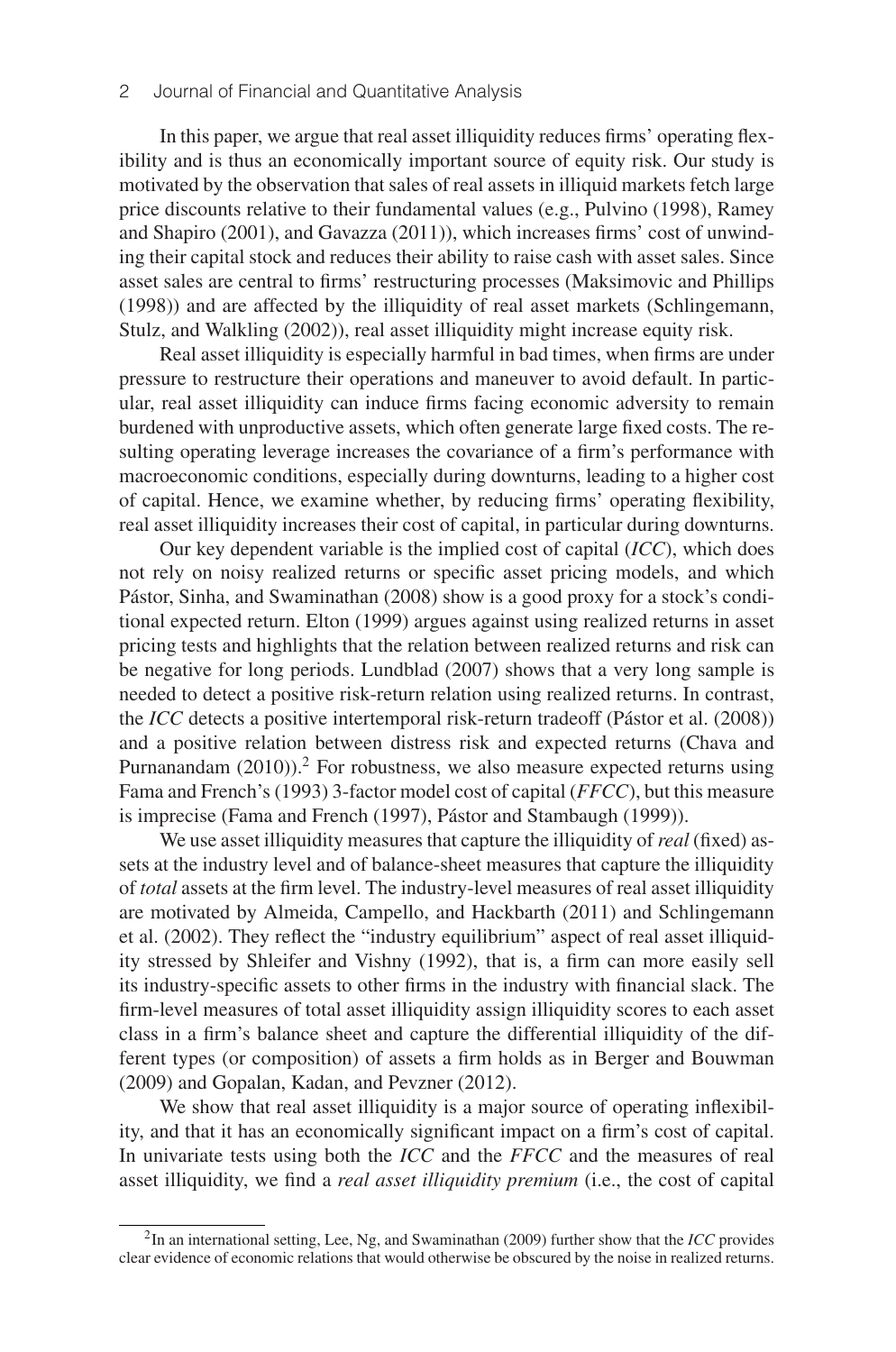In this paper, we argue that real asset illiquidity reduces firms' operating flexibility and is thus an economically important source of equity risk. Our study is motivated by the observation that sales of real assets in illiquid markets fetch large price discounts relative to their fundamental values (e.g., Pulvino (1998), Ramey and Shapiro (2001), and Gavazza (2011)), which increases firms' cost of unwinding their capital stock and reduces their ability to raise cash with asset sales. Since asset sales are central to firms' restructuring processes (Maksimovic and Phillips (1998)) and are affected by the illiquidity of real asset markets (Schlingemann, Stulz, and Walkling (2002)), real asset illiquidity might increase equity risk.

Real asset illiquidity is especially harmful in bad times, when firms are under pressure to restructure their operations and maneuver to avoid default. In particular, real asset illiquidity can induce firms facing economic adversity to remain burdened with unproductive assets, which often generate large fixed costs. The resulting operating leverage increases the covariance of a firm's performance with macroeconomic conditions, especially during downturns, leading to a higher cost of capital. Hence, we examine whether, by reducing firms' operating flexibility, real asset illiquidity increases their cost of capital, in particular during downturns.

Our key dependent variable is the implied cost of capital (*ICC*), which does not rely on noisy realized returns or specific asset pricing models, and which Pástor, Sinha, and Swaminathan (2008) show is a good proxy for a stock's conditional expected return. Elton (1999) argues against using realized returns in asset pricing tests and highlights that the relation between realized returns and risk can be negative for long periods. Lundblad (2007) shows that a very long sample is needed to detect a positive risk-return relation using realized returns. In contrast, the *ICC* detects a positive intertemporal risk-return tradeoff (Pástor et al. (2008)) and a positive relation between distress risk and expected returns (Chava and Purnanandam (2010)).[2] For robustness, we also measure expected returns using Fama and French's (1993) 3-factor model cost of capital (*FFCC*), but this measure is imprecise (Fama and French (1997), Pástor and Stambaugh (1999)).

We use asset illiquidity measures that capture the illiquidity of *real* (fixed) assets at the industry level and of balance-sheet measures that capture the illiquidity of *total* assets at the firm level. The industry-level measures of real asset illiquidity are motivated by Almeida, Campello, and Hackbarth (2011) and Schlingemann et al. (2002). They reflect the "industry equilibrium" aspect of real asset illiquidity stressed by Shleifer and Vishny (1992), that is, a firm can more easily sell its industry-specific assets to other firms in the industry with financial slack. The firm-level measures of total asset illiquidity assign illiquidity scores to each asset class in a firm's balance sheet and capture the differential illiquidity of the different types (or composition) of assets a firm holds as in Berger and Bouwman (2009) and Gopalan, Kadan, and Pevzner (2012).

We show that real asset illiquidity is a major source of operating inflexibility, and that it has an economically significant impact on a firm's cost of capital. In univariate tests using both the *ICC* and the *FFCC* and the measures of real asset illiquidity, we find a *real asset illiquidity premium* (i.e., the cost of capital

---

[2]In an international setting, Lee, Ng, and Swaminathan (2009) further show that the *ICC* provides clear evidence of economic relations that would otherwise be obscured by the noise in realized returns.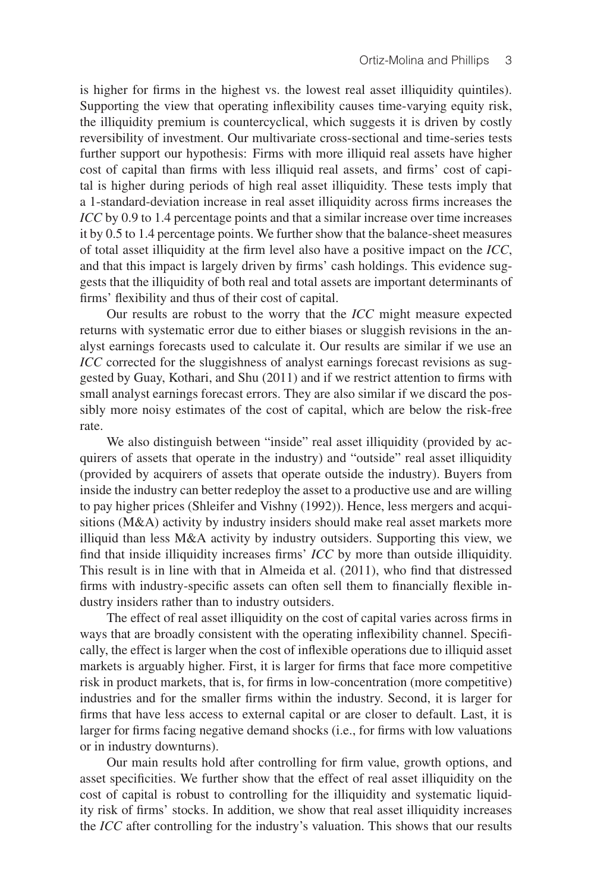is higher for firms in the highest vs. the lowest real asset illiquidity quintiles). Supporting the view that operating inflexibility causes time-varying equity risk, the illiquidity premium is countercyclical, which suggests it is driven by costly reversibility of investment. Our multivariate cross-sectional and time-series tests further support our hypothesis: Firms with more illiquid real assets have higher cost of capital than firms with less illiquid real assets, and firms' cost of capital is higher during periods of high real asset illiquidity. These tests imply that a 1-standard-deviation increase in real asset illiquidity across firms increases the *ICC* by 0.9 to 1.4 percentage points and that a similar increase over time increases it by 0.5 to 1.4 percentage points. We further show that the balance-sheet measures of total asset illiquidity at the firm level also have a positive impact on the *ICC*, and that this impact is largely driven by firms' cash holdings. This evidence suggests that the illiquidity of both real and total assets are important determinants of firms' flexibility and thus of their cost of capital.

Our results are robust to the worry that the *ICC* might measure expected returns with systematic error due to either biases or sluggish revisions in the analyst earnings forecasts used to calculate it. Our results are similar if we use an *ICC* corrected for the sluggishness of analyst earnings forecast revisions as suggested by Guay, Kothari, and Shu (2011) and if we restrict attention to firms with small analyst earnings forecast errors. They are also similar if we discard the possibly more noisy estimates of the cost of capital, which are below the risk-free rate.

We also distinguish between "inside" real asset illiquidity (provided by acquirers of assets that operate in the industry) and "outside" real asset illiquidity (provided by acquirers of assets that operate outside the industry). Buyers from inside the industry can better redeploy the asset to a productive use and are willing to pay higher prices (Shleifer and Vishny (1992)). Hence, less mergers and acquisitions (M&A) activity by industry insiders should make real asset markets more illiquid than less M&A activity by industry outsiders. Supporting this view, we find that inside illiquidity increases firms' *ICC* by more than outside illiquidity. This result is in line with that in Almeida et al. (2011), who find that distressed firms with industry-specific assets can often sell them to financially flexible industry insiders rather than to industry outsiders.

The effect of real asset illiquidity on the cost of capital varies across firms in ways that are broadly consistent with the operating inflexibility channel. Specifically, the effect is larger when the cost of inflexible operations due to illiquid asset markets is arguably higher. First, it is larger for firms that face more competitive risk in product markets, that is, for firms in low-concentration (more competitive) industries and for the smaller firms within the industry. Second, it is larger for firms that have less access to external capital or are closer to default. Last, it is larger for firms facing negative demand shocks (i.e., for firms with low valuations or in industry downturns).

Our main results hold after controlling for firm value, growth options, and asset specificities. We further show that the effect of real asset illiquidity on the cost of capital is robust to controlling for the illiquidity and systematic liquidity risk of firms' stocks. In addition, we show that real asset illiquidity increases the *ICC* after controlling for the industry's valuation. This shows that our results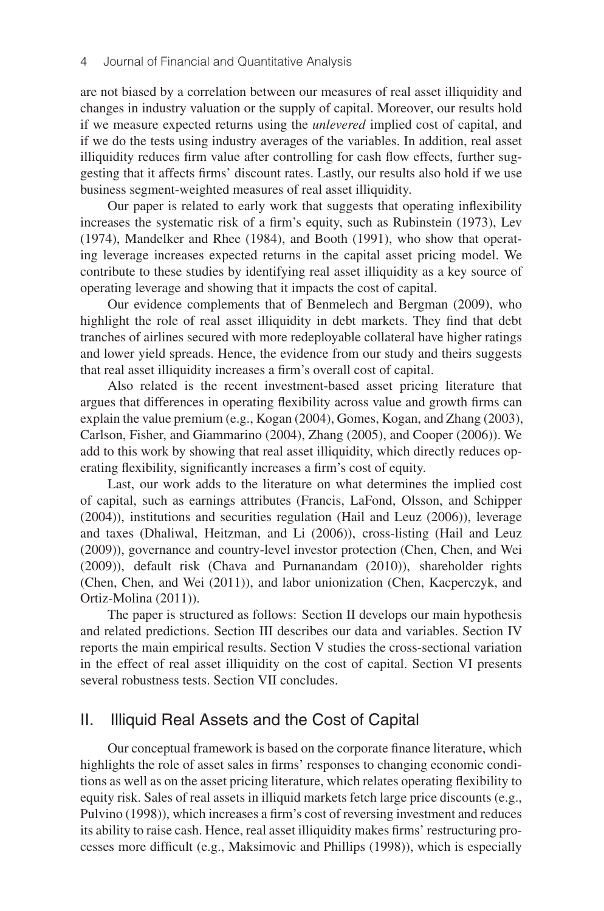are not biased by a correlation between our measures of real asset illiquidity and changes in industry valuation or the supply of capital. Moreover, our results hold if we measure expected returns using the *unlevered* implied cost of capital, and if we do the tests using industry averages of the variables. In addition, real asset illiquidity reduces firm value after controlling for cash flow effects, further suggesting that it affects firms' discount rates. Lastly, our results also hold if we use business segment-weighted measures of real asset illiquidity.

Our paper is related to early work that suggests that operating inflexibility increases the systematic risk of a firm's equity, such as Rubinstein (1973), Lev (1974), Mandelker and Rhee (1984), and Booth (1991), who show that operating leverage increases expected returns in the capital asset pricing model. We contribute to these studies by identifying real asset illiquidity as a key source of operating leverage and showing that it impacts the cost of capital.

Our evidence complements that of Benmelech and Bergman (2009), who highlight the role of real asset illiquidity in debt markets. They find that debt tranches of airlines secured with more redeployable collateral have higher ratings and lower yield spreads. Hence, the evidence from our study and theirs suggests that real asset illiquidity increases a firm's overall cost of capital.

Also related is the recent investment-based asset pricing literature that argues that differences in operating flexibility across value and growth firms can explain the value premium (e.g., Kogan (2004), Gomes, Kogan, and Zhang (2003), Carlson, Fisher, and Giammarino (2004), Zhang (2005), and Cooper (2006)). We add to this work by showing that real asset illiquidity, which directly reduces operating flexibility, significantly increases a firm's cost of equity.

Last, our work adds to the literature on what determines the implied cost of capital, such as earnings attributes (Francis, LaFond, Olsson, and Schipper (2004)), institutions and securities regulation (Hail and Leuz (2006)), leverage and taxes (Dhaliwal, Heitzman, and Li (2006)), cross-listing (Hail and Leuz (2009)), governance and country-level investor protection (Chen, Chen, and Wei (2009)), default risk (Chava and Purnanandam (2010)), shareholder rights (Chen, Chen, and Wei (2011)), and labor unionization (Chen, Kacperczyk, and Ortiz-Molina (2011)).

The paper is structured as follows: Section II develops our main hypothesis and related predictions. Section III describes our data and variables. Section IV reports the main empirical results. Section V studies the cross-sectional variation in the effect of real asset illiquidity on the cost of capital. Section VI presents several robustness tests. Section VII concludes.

## II. Illiquid Real Assets and the Cost of Capital

Our conceptual framework is based on the corporate finance literature, which highlights the role of asset sales in firms' responses to changing economic conditions as well as on the asset pricing literature, which relates operating flexibility to equity risk. Sales of real assets in illiquid markets fetch large price discounts (e.g., Pulvino (1998)), which increases a firm's cost of reversing investment and reduces its ability to raise cash. Hence, real asset illiquidity makes firms' restructuring processes more difficult (e.g., Maksimovic and Phillips (1998)), which is especially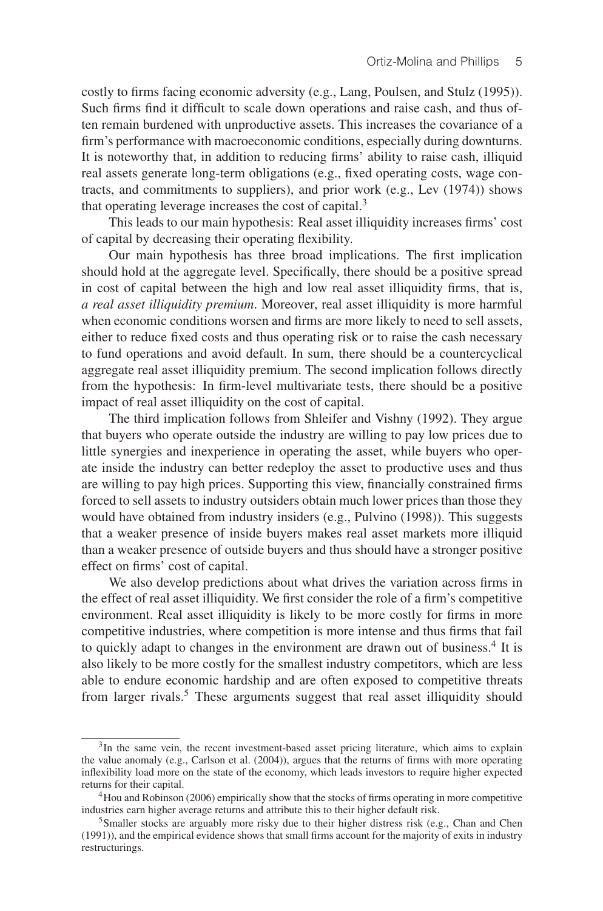costly to firms facing economic adversity (e.g., Lang, Poulsen, and Stulz (1995)). Such firms find it difficult to scale down operations and raise cash, and thus often remain burdened with unproductive assets. This increases the covariance of a firm's performance with macroeconomic conditions, especially during downturns. It is noteworthy that, in addition to reducing firms' ability to raise cash, illiquid real assets generate long-term obligations (e.g., fixed operating costs, wage contracts, and commitments to suppliers), and prior work (e.g., Lev (1974)) shows that operating leverage increases the cost of capital.[3]

This leads to our main hypothesis: Real asset illiquidity increases firms' cost of capital by decreasing their operating flexibility.

Our main hypothesis has three broad implications. The first implication should hold at the aggregate level. Specifically, there should be a positive spread in cost of capital between the high and low real asset illiquidity firms, that is, *a real asset illiquidity premium*. Moreover, real asset illiquidity is more harmful when economic conditions worsen and firms are more likely to need to sell assets, either to reduce fixed costs and thus operating risk or to raise the cash necessary to fund operations and avoid default. In sum, there should be a countercyclical aggregate real asset illiquidity premium. The second implication follows directly from the hypothesis: In firm-level multivariate tests, there should be a positive impact of real asset illiquidity on the cost of capital.

The third implication follows from Shleifer and Vishny (1992). They argue that buyers who operate outside the industry are willing to pay low prices due to little synergies and inexperience in operating the asset, while buyers who operate inside the industry can better redeploy the asset to productive uses and thus are willing to pay high prices. Supporting this view, financially constrained firms forced to sell assets to industry outsiders obtain much lower prices than those they would have obtained from industry insiders (e.g., Pulvino (1998)). This suggests that a weaker presence of inside buyers makes real asset markets more illiquid than a weaker presence of outside buyers and thus should have a stronger positive effect on firms' cost of capital.

We also develop predictions about what drives the variation across firms in the effect of real asset illiquidity. We first consider the role of a firm's competitive environment. Real asset illiquidity is likely to be more costly for firms in more competitive industries, where competition is more intense and thus firms that fail to quickly adapt to changes in the environment are drawn out of business.[4] It is also likely to be more costly for the smallest industry competitors, which are less able to endure economic hardship and are often exposed to competitive threats from larger rivals.[5] These arguments suggest that real asset illiquidity should

[3]In the same vein, the recent investment-based asset pricing literature, which aims to explain the value anomaly (e.g., Carlson et al. (2004)), argues that the returns of firms with more operating inflexibility load more on the state of the economy, which leads investors to require higher expected returns for their capital.

[4]Hou and Robinson (2006) empirically show that the stocks of firms operating in more competitive industries earn higher average returns and attribute this to their higher default risk.

[5]Smaller stocks are arguably more risky due to their higher distress risk (e.g., Chan and Chen (1991)), and the empirical evidence shows that small firms account for the majority of exits in industry restructurings.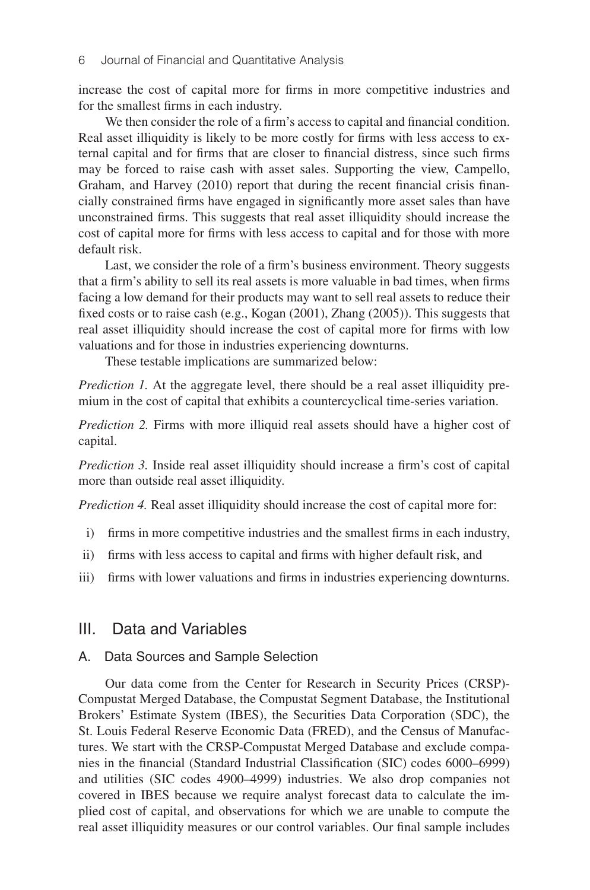increase the cost of capital more for firms in more competitive industries and for the smallest firms in each industry.

We then consider the role of a firm's access to capital and financial condition. Real asset illiquidity is likely to be more costly for firms with less access to external capital and for firms that are closer to financial distress, since such firms may be forced to raise cash with asset sales. Supporting the view, Campello, Graham, and Harvey (2010) report that during the recent financial crisis financially constrained firms have engaged in significantly more asset sales than have unconstrained firms. This suggests that real asset illiquidity should increase the cost of capital more for firms with less access to capital and for those with more default risk.

Last, we consider the role of a firm's business environment. Theory suggests that a firm's ability to sell its real assets is more valuable in bad times, when firms facing a low demand for their products may want to sell real assets to reduce their fixed costs or to raise cash (e.g., Kogan (2001), Zhang (2005)). This suggests that real asset illiquidity should increase the cost of capital more for firms with low valuations and for those in industries experiencing downturns.

These testable implications are summarized below:

*Prediction 1.* At the aggregate level, there should be a real asset illiquidity premium in the cost of capital that exhibits a countercyclical time-series variation.

*Prediction 2.* Firms with more illiquid real assets should have a higher cost of capital.

*Prediction 3.* Inside real asset illiquidity should increase a firm's cost of capital more than outside real asset illiquidity.

*Prediction 4.* Real asset illiquidity should increase the cost of capital more for:

i) firms in more competitive industries and the smallest firms in each industry,

ii) firms with less access to capital and firms with higher default risk, and

iii) firms with lower valuations and firms in industries experiencing downturns.

## III. Data and Variables

### A. Data Sources and Sample Selection

Our data come from the Center for Research in Security Prices (CRSP)-Compustat Merged Database, the Compustat Segment Database, the Institutional Brokers' Estimate System (IBES), the Securities Data Corporation (SDC), the St. Louis Federal Reserve Economic Data (FRED), and the Census of Manufactures. We start with the CRSP-Compustat Merged Database and exclude companies in the financial (Standard Industrial Classification (SIC) codes 6000–6999) and utilities (SIC codes 4900–4999) industries. We also drop companies not covered in IBES because we require analyst forecast data to calculate the implied cost of capital, and observations for which we are unable to compute the real asset illiquidity measures or our control variables. Our final sample includes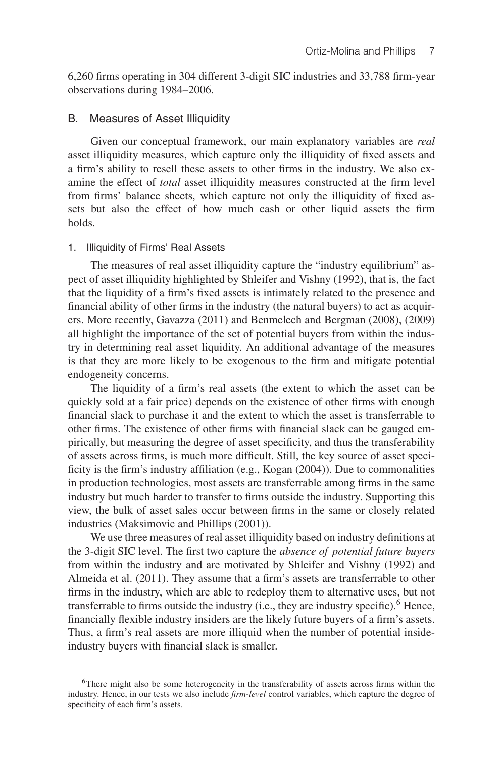6,260 firms operating in 304 different 3-digit SIC industries and 33,788 firm-year observations during 1984–2006.

## B. Measures of Asset Illiquidity

Given our conceptual framework, our main explanatory variables are *real* asset illiquidity measures, which capture only the illiquidity of fixed assets and a firm's ability to resell these assets to other firms in the industry. We also examine the effect of *total* asset illiquidity measures constructed at the firm level from firms' balance sheets, which capture not only the illiquidity of fixed assets but also the effect of how much cash or other liquid assets the firm holds.

### 1. Illiquidity of Firms' Real Assets

The measures of real asset illiquidity capture the "industry equilibrium" aspect of asset illiquidity highlighted by Shleifer and Vishny (1992), that is, the fact that the liquidity of a firm's fixed assets is intimately related to the presence and financial ability of other firms in the industry (the natural buyers) to act as acquirers. More recently, Gavazza (2011) and Benmelech and Bergman (2008), (2009) all highlight the importance of the set of potential buyers from within the industry in determining real asset liquidity. An additional advantage of the measures is that they are more likely to be exogenous to the firm and mitigate potential endogeneity concerns.

The liquidity of a firm's real assets (the extent to which the asset can be quickly sold at a fair price) depends on the existence of other firms with enough financial slack to purchase it and the extent to which the asset is transferrable to other firms. The existence of other firms with financial slack can be gauged empirically, but measuring the degree of asset specificity, and thus the transferability of assets across firms, is much more difficult. Still, the key source of asset specificity is the firm's industry affiliation (e.g., Kogan (2004)). Due to commonalities in production technologies, most assets are transferrable among firms in the same industry but much harder to transfer to firms outside the industry. Supporting this view, the bulk of asset sales occur between firms in the same or closely related industries (Maksimovic and Phillips (2001)).

We use three measures of real asset illiquidity based on industry definitions at the 3-digit SIC level. The first two capture the *absence of potential future buyers* from within the industry and are motivated by Shleifer and Vishny (1992) and Almeida et al. (2011). They assume that a firm's assets are transferrable to other firms in the industry, which are able to redeploy them to alternative uses, but not transferrable to firms outside the industry (i.e., they are industry specific).[6] Hence, financially flexible industry insiders are the likely future buyers of a firm's assets. Thus, a firm's real assets are more illiquid when the number of potential inside-industry buyers with financial slack is smaller.

[6]There might also be some heterogeneity in the transferability of assets across firms within the industry. Hence, in our tests we also include *firm-level* control variables, which capture the degree of specificity of each firm's assets.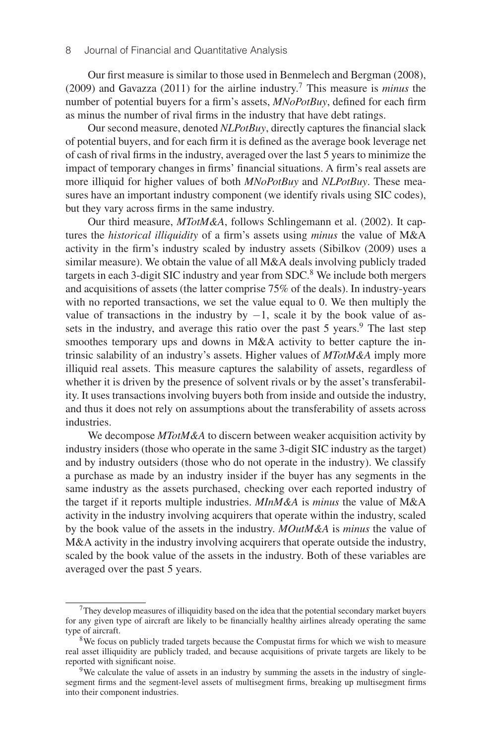Our first measure is similar to those used in Benmelech and Bergman (2008), (2009) and Gavazza (2011) for the airline industry.[7] This measure is *minus* the number of potential buyers for a firm's assets, *MNoPotBuy*, defined for each firm as minus the number of rival firms in the industry that have debt ratings.

Our second measure, denoted *NLPotBuy*, directly captures the financial slack of potential buyers, and for each firm it is defined as the average book leverage net of cash of rival firms in the industry, averaged over the last 5 years to minimize the impact of temporary changes in firms' financial situations. A firm's real assets are more illiquid for higher values of both *MNoPotBuy* and *NLPotBuy*. These measures have an important industry component (we identify rivals using SIC codes), but they vary across firms in the same industry.

Our third measure, *MTotM&A*, follows Schlingemann et al. (2002). It captures the *historical illiquidity* of a firm's assets using *minus* the value of M&A activity in the firm's industry scaled by industry assets (Sibilkov (2009) uses a similar measure). We obtain the value of all M&A deals involving publicly traded targets in each 3-digit SIC industry and year from SDC.[8] We include both mergers and acquisitions of assets (the latter comprise 75% of the deals). In industry-years with no reported transactions, we set the value equal to 0. We then multiply the value of transactions in the industry by $-1$, scale it by the book value of assets in the industry, and average this ratio over the past 5 years.[9] The last step smoothes temporary ups and downs in M&A activity to better capture the intrinsic salability of an industry's assets. Higher values of *MTotM&A* imply more illiquid real assets. This measure captures the salability of assets, regardless of whether it is driven by the presence of solvent rivals or by the asset's transferability. It uses transactions involving buyers both from inside and outside the industry, and thus it does not rely on assumptions about the transferability of assets across industries.

We decompose *MTotM&A* to discern between weaker acquisition activity by industry insiders (those who operate in the same 3-digit SIC industry as the target) and by industry outsiders (those who do not operate in the industry). We classify a purchase as made by an industry insider if the buyer has any segments in the same industry as the assets purchased, checking over each reported industry of the target if it reports multiple industries. *MInM&A* is *minus* the value of M&A activity in the industry involving acquirers that operate within the industry, scaled by the book value of the assets in the industry. *MOutM&A* is *minus* the value of M&A activity in the industry involving acquirers that operate outside the industry, scaled by the book value of the assets in the industry. Both of these variables are averaged over the past 5 years.

---

[7] They develop measures of illiquidity based on the idea that the potential secondary market buyers for any given type of aircraft are likely to be financially healthy airlines already operating the same type of aircraft.

[8] We focus on publicly traded targets because the Compustat firms for which we wish to measure real asset illiquidity are publicly traded, and because acquisitions of private targets are likely to be reported with significant noise.

[9] We calculate the value of assets in an industry by summing the assets in the industry of single-segment firms and the segment-level assets of multisegment firms, breaking up multisegment firms into their component industries.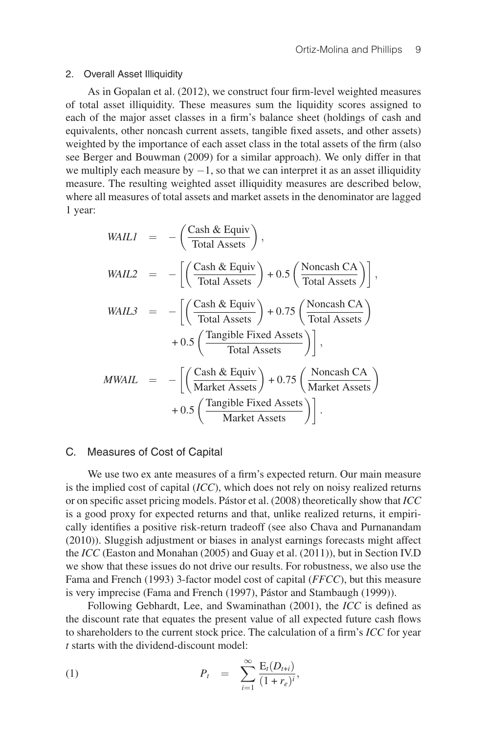### 2. Overall Asset Illiquidity

As in Gopalan et al. (2012), we construct four firm-level weighted measures of total asset illiquidity. These measures sum the liquidity scores assigned to each of the major asset classes in a firm's balance sheet (holdings of cash and equivalents, other noncash current assets, tangible fixed assets, and other assets) weighted by the importance of each asset class in the total assets of the firm (also see Berger and Bouwman (2009) for a similar approach). We only differ in that we multiply each measure by $-1$, so that we can interpret it as an asset illiquidity measure. The resulting weighted asset illiquidity measures are described below, where all measures of total assets and market assets in the denominator are lagged 1 year:

$$
\begin{aligned}
\mathit{WAIL1} &= -\left(\frac{\text{Cash \& Equiv}}{\text{Total Assets}}\right), \\
\mathit{WAIL2} &= -\left[\left(\frac{\text{Cash \& Equiv}}{\text{Total Assets}}\right) + 0.5\left(\frac{\text{Noncash CA}}{\text{Total Assets}}\right)\right], \\
\mathit{WAIL3} &= -\left[\left(\frac{\text{Cash \& Equiv}}{\text{Total Assets}}\right) + 0.75\left(\frac{\text{Noncash CA}}{\text{Total Assets}}\right)\right. \\
&\qquad \left. + 0.5\left(\frac{\text{Tangible Fixed Assets}}{\text{Total Assets}}\right)\right], \\
\mathit{MWAIL} &= -\left[\left(\frac{\text{Cash \& Equiv}}{\text{Market Assets}}\right) + 0.75\left(\frac{\text{Noncash CA}}{\text{Market Assets}}\right)\right. \\
&\qquad \left. + 0.5\left(\frac{\text{Tangible Fixed Assets}}{\text{Market Assets}}\right)\right].
\end{aligned}
$$

## C. Measures of Cost of Capital

We use two ex ante measures of a firm's expected return. Our main measure is the implied cost of capital (*ICC*), which does not rely on noisy realized returns or on specific asset pricing models. Pástor et al. (2008) theoretically show that *ICC* is a good proxy for expected returns and that, unlike realized returns, it empirically identifies a positive risk-return tradeoff (see also Chava and Purnanandam (2010)). Sluggish adjustment or biases in analyst earnings forecasts might affect the *ICC* (Easton and Monahan (2005) and Guay et al. (2011)), but in Section IV.D we show that these issues do not drive our results. For robustness, we also use the Fama and French (1993) 3-factor model cost of capital (*FFCC*), but this measure is very imprecise (Fama and French (1997), Pástor and Stambaugh (1999)).

Following Gebhardt, Lee, and Swaminathan (2001), the *ICC* is defined as the discount rate that equates the present value of all expected future cash flows to shareholders to the current stock price. The calculation of a firm's *ICC* for year $t$ starts with the dividend-discount model:

$$
(1) \qquad P_t = \sum_{i=1}^{\infty} \frac{\mathrm{E}_t(D_{t+i})}{(1+r_e)^i},
$$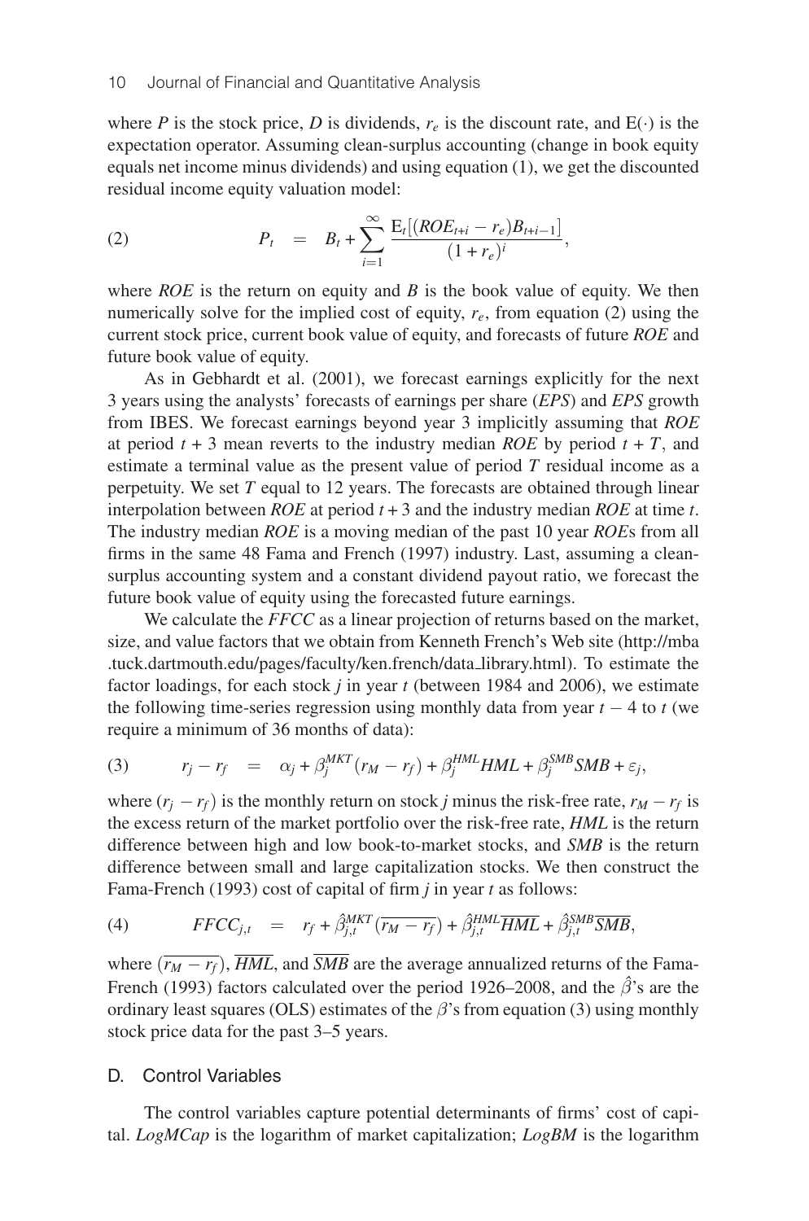where $P$ is the stock price, $D$ is dividends, $r_e$ is the discount rate, and $\mathrm{E}(\cdot)$ is the expectation operator. Assuming clean-surplus accounting (change in book equity equals net income minus dividends) and using equation (1), we get the discounted residual income equity valuation model:

$$(2) \qquad P_t = B_t + \sum_{i=1}^{\infty} \frac{\mathrm{E}_t[(ROE_{t+i} - r_e)B_{t+i-1}]}{(1 + r_e)^i},$$

where $ROE$ is the return on equity and $B$ is the book value of equity. We then numerically solve for the implied cost of equity, $r_e$, from equation (2) using the current stock price, current book value of equity, and forecasts of future $ROE$ and future book value of equity.

As in Gebhardt et al. (2001), we forecast earnings explicitly for the next 3 years using the analysts' forecasts of earnings per share ($EPS$) and $EPS$ growth from IBES. We forecast earnings beyond year 3 implicitly assuming that $ROE$ at period $t+3$ mean reverts to the industry median $ROE$ by period $t+T$, and estimate a terminal value as the present value of period $T$ residual income as a perpetuity. We set $T$ equal to 12 years. The forecasts are obtained through linear interpolation between $ROE$ at period $t+3$ and the industry median $ROE$ at time $t$. The industry median $ROE$ is a moving median of the past 10 year $ROE$s from all firms in the same 48 Fama and French (1997) industry. Last, assuming a clean-surplus accounting system and a constant dividend payout ratio, we forecast the future book value of equity using the forecasted future earnings.

We calculate the $FFCC$ as a linear projection of returns based on the market, size, and value factors that we obtain from Kenneth French's Web site (http://mba.tuck.dartmouth.edu/pages/faculty/ken.french/data_library.html). To estimate the factor loadings, for each stock $j$ in year $t$ (between 1984 and 2006), we estimate the following time-series regression using monthly data from year $t-4$ to $t$ (we require a minimum of 36 months of data):

$$(3) \qquad r_j - r_f = \alpha_j + \beta_j^{MKT}(r_M - r_f) + \beta_j^{HML} HML + \beta_j^{SMB} SMB + \varepsilon_j,$$

where $(r_j - r_f)$ is the monthly return on stock $j$ minus the risk-free rate, $r_M - r_f$ is the excess return of the market portfolio over the risk-free rate, $HML$ is the return difference between high and low book-to-market stocks, and $SMB$ is the return difference between small and large capitalization stocks. We then construct the Fama-French (1993) cost of capital of firm $j$ in year $t$ as follows:

$$(4) \qquad FFCC_{j,t} = r_f + \hat{\beta}_{j,t}^{MKT}(\overline{r_M - r_f}) + \hat{\beta}_{j,t}^{HML}\overline{HML} + \hat{\beta}_{j,t}^{SMB}\overline{SMB},$$

where $(\overline{r_M - r_f})$, $\overline{HML}$, and $\overline{SMB}$ are the average annualized returns of the Fama-French (1993) factors calculated over the period 1926–2008, and the $\hat{\beta}$'s are the ordinary least squares (OLS) estimates of the $\beta$'s from equation (3) using monthly stock price data for the past 3–5 years.

## D. Control Variables

The control variables capture potential determinants of firms' cost of capital. $LogMCap$ is the logarithm of market capitalization; $LogBM$ is the logarithm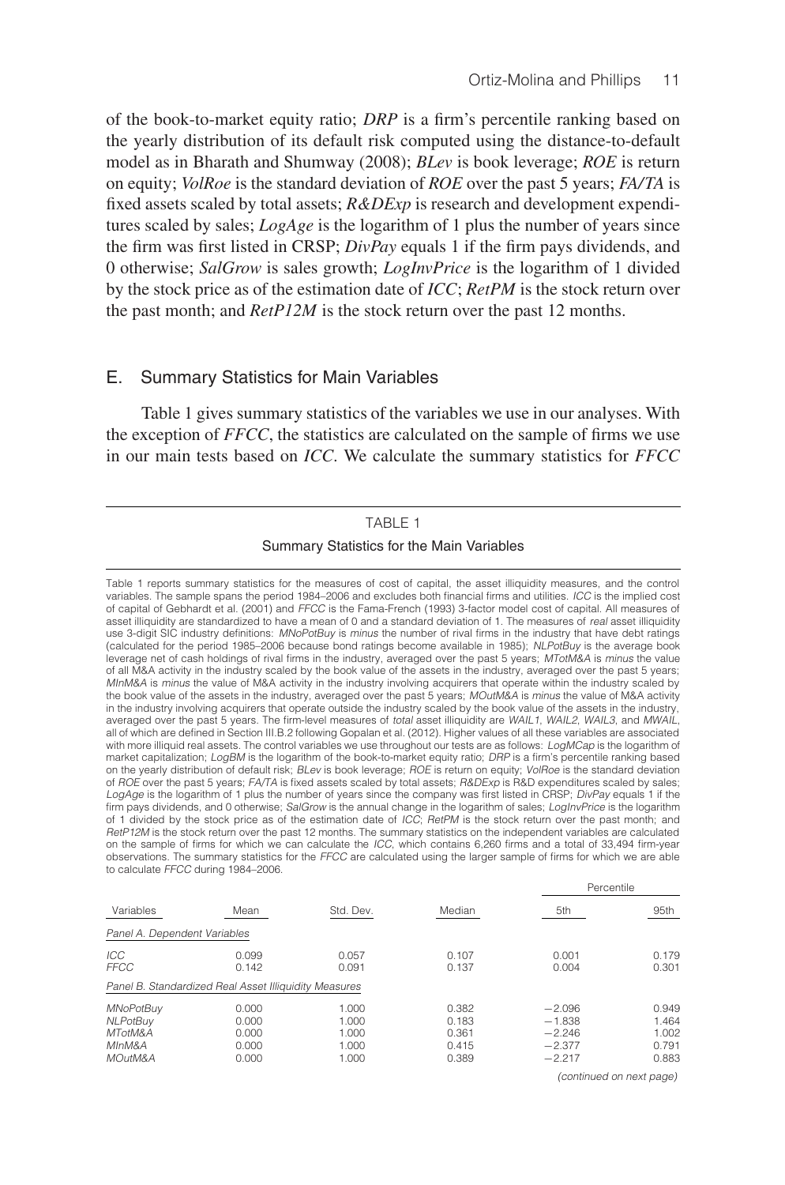of the book-to-market equity ratio; *DRP* is a firm's percentile ranking based on the yearly distribution of its default risk computed using the distance-to-default model as in Bharath and Shumway (2008); *BLev* is book leverage; *ROE* is return on equity; *VolRoe* is the standard deviation of *ROE* over the past 5 years; *FA/TA* is fixed assets scaled by total assets; *R&DExp* is research and development expenditures scaled by sales; *LogAge* is the logarithm of 1 plus the number of years since the firm was first listed in CRSP; *DivPay* equals 1 if the firm pays dividends, and 0 otherwise; *SalGrow* is sales growth; *LogInvPrice* is the logarithm of 1 divided by the stock price as of the estimation date of *ICC*; *RetPM* is the stock return over the past month; and *RetP12M* is the stock return over the past 12 months.

## E. Summary Statistics for Main Variables

Table 1 gives summary statistics of the variables we use in our analyses. With the exception of *FFCC*, the statistics are calculated on the sample of firms we use in our main tests based on *ICC*. We calculate the summary statistics for *FFCC*

TABLE 1

Summary Statistics for the Main Variables

Table 1 reports summary statistics for the measures of cost of capital, the asset illiquidity measures, and the control variables. The sample spans the period 1984–2006 and excludes both financial firms and utilities. *ICC* is the implied cost of capital of Gebhardt et al. (2001) and *FFCC* is the Fama-French (1993) 3-factor model cost of capital. All measures of asset illiquidity are standardized to have a mean of 0 and a standard deviation of 1. The measures of *real* asset illiquidity use 3-digit SIC industry definitions: *MNoPotBuy* is *minus* the number of rival firms in the industry that have debt ratings (calculated for the period 1985–2006 because bond ratings become available in 1985); *NLPotBuy* is the average book leverage net of cash holdings of rival firms in the industry, averaged over the past 5 years; *MTotM&A* is *minus* the value of all M&A activity in the industry scaled by the book value of the assets in the industry, averaged over the past 5 years; *MInM&A* is *minus* the value of M&A activity in the industry involving acquirers that operate within the industry scaled by the book value of the assets in the industry, averaged over the past 5 years; *MOutM&A* is *minus* the value of M&A activity in the industry involving acquirers that operate outside the industry scaled by the book value of the assets in the industry, averaged over the past 5 years. The firm-level measures of *total* asset illiquidity are *WAIL1*, *WAIL2*, *WAIL3*, and *MWAIL*, all of which are defined in Section III.B.2 following Gopalan et al. (2012). Higher values of all these variables are associated with more illiquid real assets. The control variables we use throughout our tests are as follows: *LogMCap* is the logarithm of market capitalization; *LogBM* is the logarithm of the book-to-market equity ratio; *DRP* is a firm's percentile ranking based on the yearly distribution of default risk; *BLev* is book leverage; *ROE* is return on equity; *VolRoe* is the standard deviation of *ROE* over the past 5 years; *FA/TA* is fixed assets scaled by total assets; *R&DExp* is R&D expenditures scaled by sales; *LogAge* is the logarithm of 1 plus the number of years since the company was first listed in CRSP; *DivPay* equals 1 if the firm pays dividends, and 0 otherwise; *SalGrow* is the annual change in the logarithm of sales; *LogInvPrice* is the logarithm of 1 divided by the stock price as of the estimation date of *ICC*; *RetPM* is the stock return over the past month; and *RetP12M* is the stock return over the past 12 months. The summary statistics on the independent variables are calculated on the sample of firms for which we can calculate the *ICC*, which contains 6,260 firms and a total of 33,494 firm-year observations. The summary statistics for the *FFCC* are calculated using the larger sample of firms for which we are able to calculate *FFCC* during 1984–2006.

| | | | | Percentile | |
|---|---|---|---|---|---|
| Variables | Mean | Std. Dev. | Median | 5th | 95th |
| *Panel A. Dependent Variables* | | | | | |
| *ICC* | 0.099 | 0.057 | 0.107 | 0.001 | 0.179 |
| *FFCC* | 0.142 | 0.091 | 0.137 | 0.004 | 0.301 |
| *Panel B. Standardized Real Asset Illiquidity Measures* | | | | | |
| *MNoPotBuy* | 0.000 | 1.000 | 0.382 | −2.096 | 0.949 |
| *NLPotBuy* | 0.000 | 1.000 | 0.183 | −1.838 | 1.464 |
| *MTotM&A* | 0.000 | 1.000 | 0.361 | −2.246 | 1.002 |
| *MInM&A* | 0.000 | 1.000 | 0.415 | −2.377 | 0.791 |
| *MOutM&A* | 0.000 | 1.000 | 0.389 | −2.217 | 0.883 |

*(continued on next page)*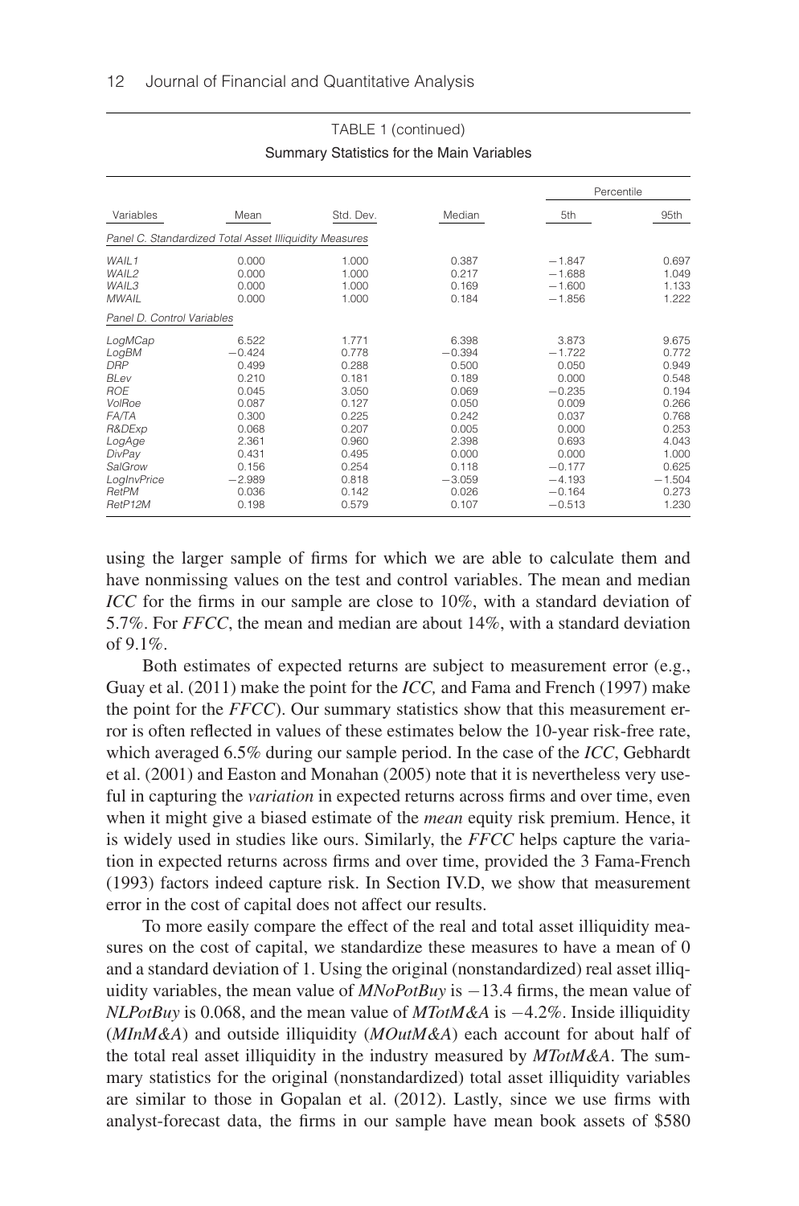TABLE 1 (continued)

Summary Statistics for the Main Variables

| Variables | Mean | Std. Dev. | Median | Percentile | |
|---|---|---|---|---|---|
| | | | | 5th | 95th |
| *Panel C. Standardized Total Asset Illiquidity Measures* | | | | | |
| *WAIL1* | 0.000 | 1.000 | 0.387 | −1.847 | 0.697 |
| *WAIL2* | 0.000 | 1.000 | 0.217 | −1.688 | 1.049 |
| *WAIL3* | 0.000 | 1.000 | 0.169 | −1.600 | 1.133 |
| *MWAIL* | 0.000 | 1.000 | 0.184 | −1.856 | 1.222 |
| *Panel D. Control Variables* | | | | | |
| *LogMCap* | 6.522 | 1.771 | 6.398 | 3.873 | 9.675 |
| *LogBM* | −0.424 | 0.778 | −0.394 | −1.722 | 0.772 |
| *DRP* | 0.499 | 0.288 | 0.500 | 0.050 | 0.949 |
| *BLev* | 0.210 | 0.181 | 0.189 | 0.000 | 0.548 |
| *ROE* | 0.045 | 3.050 | 0.069 | −0.235 | 0.194 |
| *VolRoe* | 0.087 | 0.127 | 0.050 | 0.009 | 0.266 |
| *FA/TA* | 0.300 | 0.225 | 0.242 | 0.037 | 0.768 |
| *R&DExp* | 0.068 | 0.207 | 0.005 | 0.000 | 0.253 |
| *LogAge* | 2.361 | 0.960 | 2.398 | 0.693 | 4.043 |
| *DivPay* | 0.431 | 0.495 | 0.000 | 0.000 | 1.000 |
| *SalGrow* | 0.156 | 0.254 | 0.118 | −0.177 | 0.625 |
| *LogInvPrice* | −2.989 | 0.818 | −3.059 | −4.193 | −1.504 |
| *RetPM* | 0.036 | 0.142 | 0.026 | −0.164 | 0.273 |
| *RetP12M* | 0.198 | 0.579 | 0.107 | −0.513 | 1.230 |

using the larger sample of firms for which we are able to calculate them and have nonmissing values on the test and control variables. The mean and median *ICC* for the firms in our sample are close to 10%, with a standard deviation of 5.7%. For *FFCC*, the mean and median are about 14%, with a standard deviation of 9.1%.

Both estimates of expected returns are subject to measurement error (e.g., Guay et al. (2011) make the point for the *ICC,* and Fama and French (1997) make the point for the *FFCC*). Our summary statistics show that this measurement error is often reflected in values of these estimates below the 10-year risk-free rate, which averaged 6.5% during our sample period. In the case of the *ICC*, Gebhardt et al. (2001) and Easton and Monahan (2005) note that it is nevertheless very useful in capturing the *variation* in expected returns across firms and over time, even when it might give a biased estimate of the *mean* equity risk premium. Hence, it is widely used in studies like ours. Similarly, the *FFCC* helps capture the variation in expected returns across firms and over time, provided the 3 Fama-French (1993) factors indeed capture risk. In Section IV.D, we show that measurement error in the cost of capital does not affect our results.

To more easily compare the effect of the real and total asset illiquidity measures on the cost of capital, we standardize these measures to have a mean of 0 and a standard deviation of 1. Using the original (nonstandardized) real asset illiquidity variables, the mean value of *MNoPotBuy* is −13.4 firms, the mean value of *NLPotBuy* is 0.068, and the mean value of *MTotM&A* is −4.2%. Inside illiquidity (*MInM&A*) and outside illiquidity (*MOutM&A*) each account for about half of the total real asset illiquidity in the industry measured by *MTotM&A*. The summary statistics for the original (nonstandardized) total asset illiquidity variables are similar to those in Gopalan et al. (2012). Lastly, since we use firms with analyst-forecast data, the firms in our sample have mean book assets of $580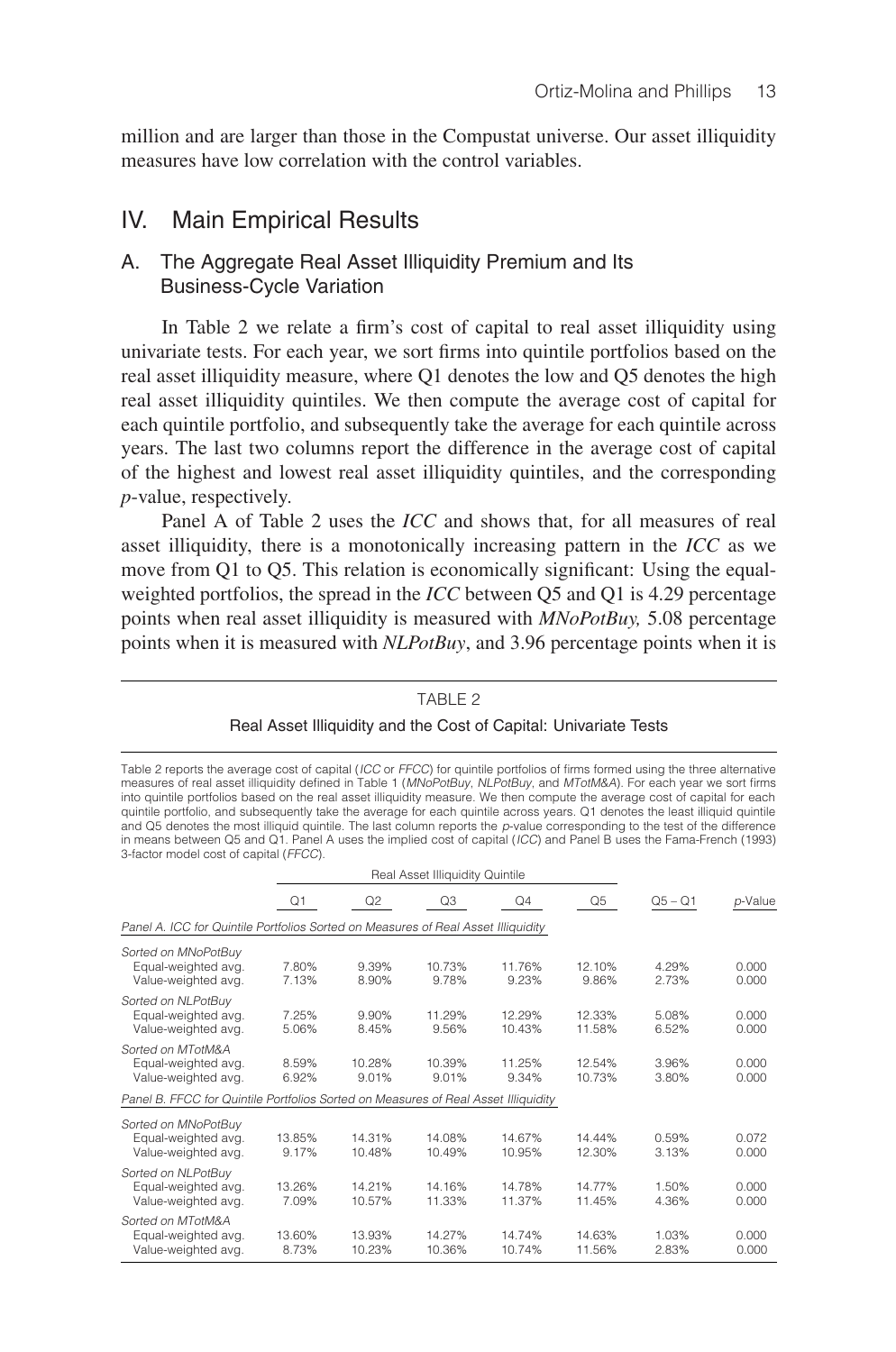million and are larger than those in the Compustat universe. Our asset illiquidity measures have low correlation with the control variables.

## IV. Main Empirical Results

### A. The Aggregate Real Asset Illiquidity Premium and Its Business-Cycle Variation

In Table 2 we relate a firm's cost of capital to real asset illiquidity using univariate tests. For each year, we sort firms into quintile portfolios based on the real asset illiquidity measure, where Q1 denotes the low and Q5 denotes the high real asset illiquidity quintiles. We then compute the average cost of capital for each quintile portfolio, and subsequently take the average for each quintile across years. The last two columns report the difference in the average cost of capital of the highest and lowest real asset illiquidity quintiles, and the corresponding *p*-value, respectively.

Panel A of Table 2 uses the *ICC* and shows that, for all measures of real asset illiquidity, there is a monotonically increasing pattern in the *ICC* as we move from Q1 to Q5. This relation is economically significant: Using the equal-weighted portfolios, the spread in the *ICC* between Q5 and Q1 is 4.29 percentage points when real asset illiquidity is measured with *MNoPotBuy,* 5.08 percentage points when it is measured with *NLPotBuy*, and 3.96 percentage points when it is

TABLE 2

Real Asset Illiquidity and the Cost of Capital: Univariate Tests

Table 2 reports the average cost of capital (*ICC* or *FFCC*) for quintile portfolios of firms formed using the three alternative measures of real asset illiquidity defined in Table 1 (*MNoPotBuy*, *NLPotBuy*, and *MTotM&A*). For each year we sort firms into quintile portfolios based on the real asset illiquidity measure. We then compute the average cost of capital for each quintile portfolio, and subsequently take the average for each quintile across years. Q1 denotes the least illiquid quintile and Q5 denotes the most illiquid quintile. The last column reports the *p*-value corresponding to the test of the difference in means between Q5 and Q1. Panel A uses the implied cost of capital (*ICC*) and Panel B uses the Fama-French (1993) 3-factor model cost of capital (*FFCC*).

| | Real Asset Illiquidity Quintile | | | | | | |
|---|---|---|---|---|---|---|---|
| | Q1 | Q2 | Q3 | Q4 | Q5 | Q5 − Q1 | *p*-Value |
| *Panel A. ICC for Quintile Portfolios Sorted on Measures of Real Asset Illiquidity* | | | | | | | |
| *Sorted on MNoPotBuy* | | | | | | | |
| Equal-weighted avg. | 7.80% | 9.39% | 10.73% | 11.76% | 12.10% | 4.29% | 0.000 |
| Value-weighted avg. | 7.13% | 8.90% | 9.78% | 9.23% | 9.86% | 2.73% | 0.000 |
| *Sorted on NLPotBuy* | | | | | | | |
| Equal-weighted avg. | 7.25% | 9.90% | 11.29% | 12.29% | 12.33% | 5.08% | 0.000 |
| Value-weighted avg. | 5.06% | 8.45% | 9.56% | 10.43% | 11.58% | 6.52% | 0.000 |
| *Sorted on MTotM&A* | | | | | | | |
| Equal-weighted avg. | 8.59% | 10.28% | 10.39% | 11.25% | 12.54% | 3.96% | 0.000 |
| Value-weighted avg. | 6.92% | 9.01% | 9.01% | 9.34% | 10.73% | 3.80% | 0.000 |
| *Panel B. FFCC for Quintile Portfolios Sorted on Measures of Real Asset Illiquidity* | | | | | | | |
| *Sorted on MNoPotBuy* | | | | | | | |
| Equal-weighted avg. | 13.85% | 14.31% | 14.08% | 14.67% | 14.44% | 0.59% | 0.072 |
| Value-weighted avg. | 9.17% | 10.48% | 10.49% | 10.95% | 12.30% | 3.13% | 0.000 |
| *Sorted on NLPotBuy* | | | | | | | |
| Equal-weighted avg. | 13.26% | 14.21% | 14.16% | 14.78% | 14.77% | 1.50% | 0.000 |
| Value-weighted avg. | 7.09% | 10.57% | 11.33% | 11.37% | 11.45% | 4.36% | 0.000 |
| *Sorted on MTotM&A* | | | | | | | |
| Equal-weighted avg. | 13.60% | 13.93% | 14.27% | 14.74% | 14.63% | 1.03% | 0.000 |
| Value-weighted avg. | 8.73% | 10.23% | 10.36% | 10.74% | 11.56% | 2.83% | 0.000 |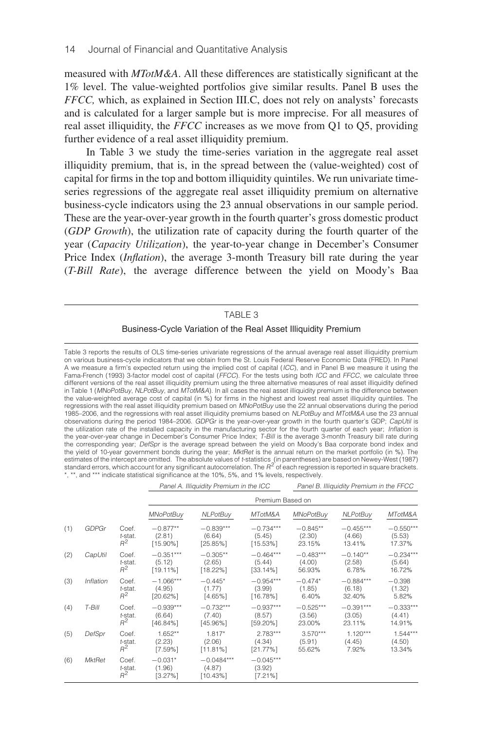measured with *MTotM&A*. All these differences are statistically significant at the 1% level. The value-weighted portfolios give similar results. Panel B uses the *FFCC,* which, as explained in Section III.C, does not rely on analysts' forecasts and is calculated for a larger sample but is more imprecise. For all measures of real asset illiquidity, the *FFCC* increases as we move from Q1 to Q5, providing further evidence of a real asset illiquidity premium.

In Table 3 we study the time-series variation in the aggregate real asset illiquidity premium, that is, in the spread between the (value-weighted) cost of capital for firms in the top and bottom illiquidity quintiles. We run univariate time-series regressions of the aggregate real asset illiquidity premium on alternative business-cycle indicators using the 23 annual observations in our sample period. These are the year-over-year growth in the fourth quarter's gross domestic product (*GDP Growth*), the utilization rate of capacity during the fourth quarter of the year (*Capacity Utilization*), the year-to-year change in December's Consumer Price Index (*Inflation*), the average 3-month Treasury bill rate during the year (*T-Bill Rate*), the average difference between the yield on Moody's Baa

TABLE 3

Business-Cycle Variation of the Real Asset Illiquidity Premium

Table 3 reports the results of OLS time-series univariate regressions of the annual average real asset illiquidity premium on various business-cycle indicators that we obtain from the St. Louis Federal Reserve Economic Data (FRED). In Panel A we measure a firm's expected return using the implied cost of capital (*ICC*), and in Panel B we measure it using the Fama-French (1993) 3-factor model cost of capital (*FFCC*). For the tests using both *ICC* and *FFCC*, we calculate three different versions of the real asset illiquidity premium using the three alternative measures of real asset illiquidity defined in Table 1 (*MNoPotBuy*, *NLPotBuy*, and *MTotM&A*). In all cases the real asset illiquidity premium is the difference between the value-weighted average cost of capital (in %) for firms in the highest and lowest real asset illiquidity quintiles. The regressions with the real asset illiquidity premium based on *MNoPotBuy* use the 22 annual observations during the period 1985–2006, and the regressions with real asset illiquidity premiums based on *NLPotBuy* and *MTotM&A* use the 23 annual observations during the period 1984–2006. *GDPGr* is the year-over-year growth in the fourth quarter's GDP; *CapUtil* is the utilization rate of the installed capacity in the manufacturing sector for the fourth quarter of each year; *Inflation* is the year-over-year change in December's Consumer Price Index; *T-Bill* is the average 3-month Treasury bill rate during the corresponding year; *DefSpr* is the average spread between the yield on Moody's Baa corporate bond index and the yield of 10-year government bonds during the year; *MktRet* is the annual return on the market portfolio (in %). The estimates of the intercept are omitted. The absolute values of *t*-statistics (in parentheses) are based on Newey-West (1987) standard errors, which account for any significant autocorrelation. The $R^2$ of each regression is reported in square brackets. *, **, and *** indicate statistical significance at the 10%, 5%, and 1% levels, respectively.

| | | | Panel A. Illiquidity Premium in the ICC | | | Panel B. Illiquidity Premium in the FFCC | | |
|---|---|---|---|---|---|---|---|---|
| | | | Premium Based on | | | | | |
| | | | *MNoPotBuy* | *NLPotBuy* | *MTotM&A* | *MNoPotBuy* | *NLPotBuy* | *MTotM&A* |
| (1) | *GDPGr* | Coef. | −0.877** | −0.839*** | −0.734*** | −0.845** | −0.455*** | −0.550*** |
| | | *t*-stat. | (2.81) | (6.64) | (5.45) | (2.30) | (4.66) | (5.53) |
| | | $R^2$ | [15.90%] | [25.85%] | [15.53%] | 23.15% | 13.41% | 17.37% |
| (2) | *CapUtil* | Coef. | −0.351*** | −0.305** | −0.464*** | −0.483*** | −0.140** | −0.234*** |
| | | *t*-stat. | (5.12) | (2.65) | (5.44) | (4.00) | (2.58) | (5.64) |
| | | $R^2$ | [19.11%] | [18.22%] | [33.14%] | 56.93% | 6.78% | 16.72% |
| (3) | *Inflation* | Coef. | −1.066*** | −0.445* | −0.954*** | −0.474* | −0.884*** | −0.398 |
| | | *t*-stat. | (4.95) | (1.77) | (3.99) | (1.85) | (6.18) | (1.32) |
| | | $R^2$ | [20.62%] | [4.65%] | [16.78%] | 6.40% | 32.40% | 5.82% |
| (4) | *T-Bill* | Coef. | −0.939*** | −0.732*** | −0.937*** | −0.525*** | −0.391*** | −0.333*** |
| | | *t*-stat. | (6.64) | (7.40) | (8.57) | (3.56) | (3.05) | (4.41) |
| | | $R^2$ | [46.84%] | [45.96%] | [59.20%] | 23.00% | 23.11% | 14.91% |
| (5) | *DefSpr* | Coef. | 1.652** | 1.817* | 2.783*** | 3.570*** | 1.120*** | 1.544*** |
| | | *t*-stat. | (2.23) | (2.06) | (4.34) | (5.91) | (4.45) | (4.50) |
| | | $R^2$ | [7.59%] | [11.81%] | [21.77%] | 55.62% | 7.92% | 13.34% |
| (6) | *MktRet* | Coef. | −0.031* | −0.0484*** | −0.045*** | | | |
| | | *t*-stat. | (1.96) | (4.87) | (3.92) | | | |
| | | $R^2$ | [3.27%] | [10.43%] | [7.21%] | | | |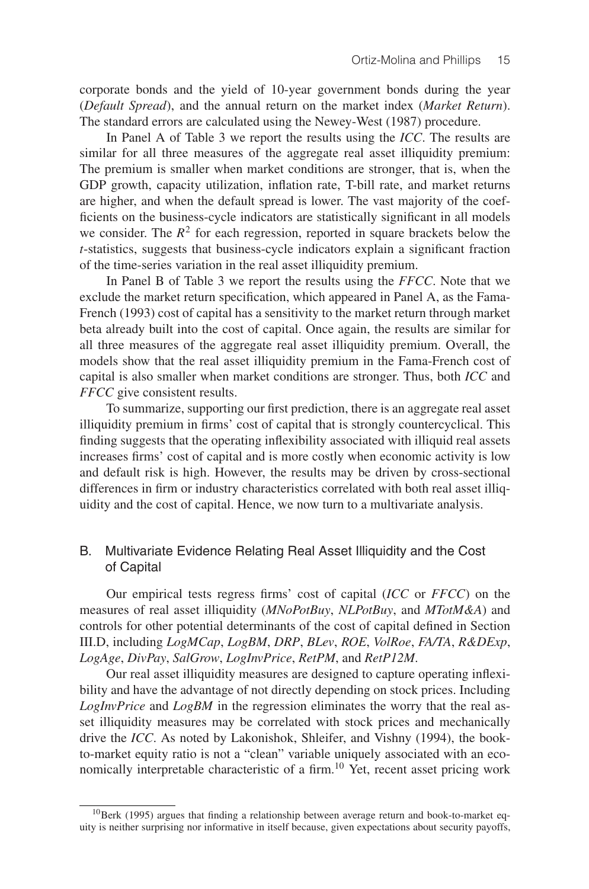corporate bonds and the yield of 10-year government bonds during the year (*Default Spread*), and the annual return on the market index (*Market Return*). The standard errors are calculated using the Newey-West (1987) procedure.

In Panel A of Table 3 we report the results using the *ICC*. The results are similar for all three measures of the aggregate real asset illiquidity premium: The premium is smaller when market conditions are stronger, that is, when the GDP growth, capacity utilization, inflation rate, T-bill rate, and market returns are higher, and when the default spread is lower. The vast majority of the coefficients on the business-cycle indicators are statistically significant in all models we consider. The $R^2$ for each regression, reported in square brackets below the *t*-statistics, suggests that business-cycle indicators explain a significant fraction of the time-series variation in the real asset illiquidity premium.

In Panel B of Table 3 we report the results using the *FFCC*. Note that we exclude the market return specification, which appeared in Panel A, as the Fama-French (1993) cost of capital has a sensitivity to the market return through market beta already built into the cost of capital. Once again, the results are similar for all three measures of the aggregate real asset illiquidity premium. Overall, the models show that the real asset illiquidity premium in the Fama-French cost of capital is also smaller when market conditions are stronger. Thus, both *ICC* and *FFCC* give consistent results.

To summarize, supporting our first prediction, there is an aggregate real asset illiquidity premium in firms' cost of capital that is strongly countercyclical. This finding suggests that the operating inflexibility associated with illiquid real assets increases firms' cost of capital and is more costly when economic activity is low and default risk is high. However, the results may be driven by cross-sectional differences in firm or industry characteristics correlated with both real asset illiquidity and the cost of capital. Hence, we now turn to a multivariate analysis.

## B. Multivariate Evidence Relating Real Asset Illiquidity and the Cost of Capital

Our empirical tests regress firms' cost of capital (*ICC* or *FFCC*) on the measures of real asset illiquidity (*MNoPotBuy*, *NLPotBuy*, and *MTotM&A*) and controls for other potential determinants of the cost of capital defined in Section III.D, including *LogMCap*, *LogBM*, *DRP*, *BLev*, *ROE*, *VolRoe*, *FA/TA*, *R&DExp*, *LogAge*, *DivPay*, *SalGrow*, *LogInvPrice*, *RetPM*, and *RetP12M*.

Our real asset illiquidity measures are designed to capture operating inflexibility and have the advantage of not directly depending on stock prices. Including *LogInvPrice* and *LogBM* in the regression eliminates the worry that the real asset illiquidity measures may be correlated with stock prices and mechanically drive the *ICC*. As noted by Lakonishok, Shleifer, and Vishny (1994), the book-to-market equity ratio is not a "clean" variable uniquely associated with an economically interpretable characteristic of a firm.[10] Yet, recent asset pricing work

[10] Berk (1995) argues that finding a relationship between average return and book-to-market equity is neither surprising nor informative in itself because, given expectations about security payoffs,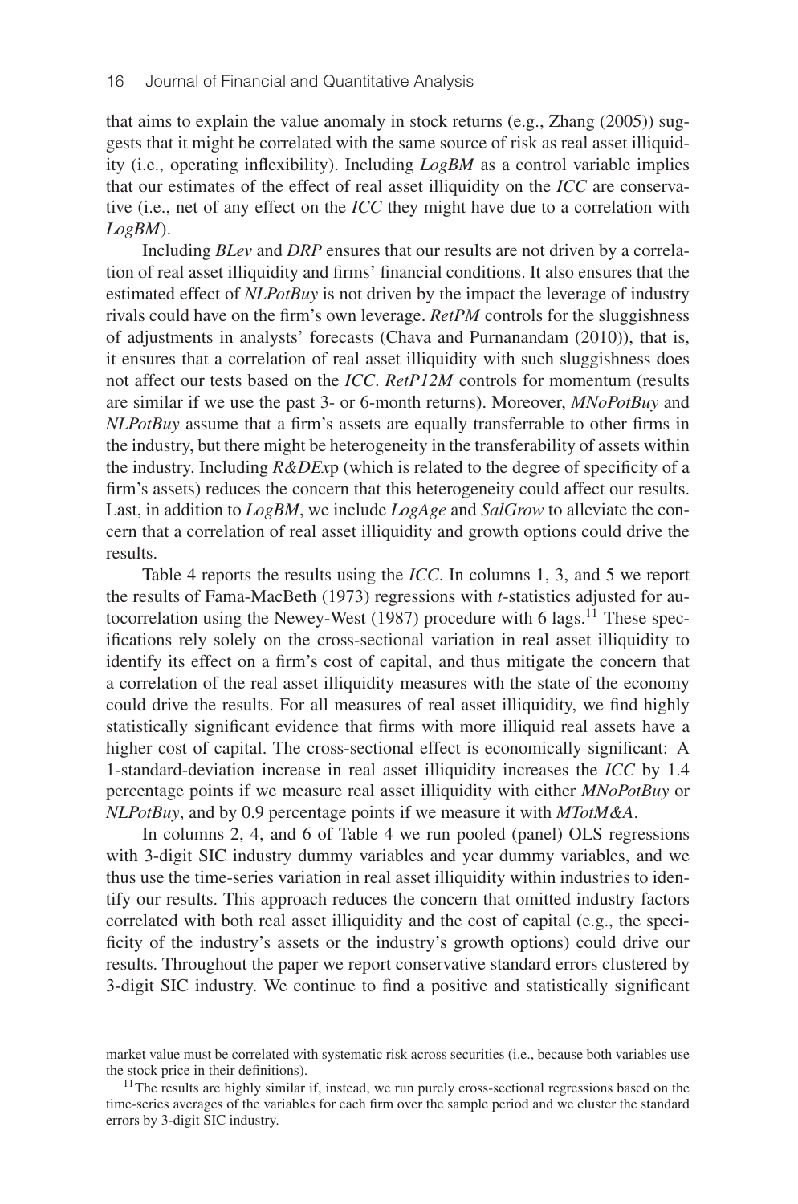that aims to explain the value anomaly in stock returns (e.g., Zhang (2005)) suggests that it might be correlated with the same source of risk as real asset illiquidity (i.e., operating inflexibility). Including *LogBM* as a control variable implies that our estimates of the effect of real asset illiquidity on the *ICC* are conservative (i.e., net of any effect on the *ICC* they might have due to a correlation with *LogBM*).

Including *BLev* and *DRP* ensures that our results are not driven by a correlation of real asset illiquidity and firms' financial conditions. It also ensures that the estimated effect of *NLPotBuy* is not driven by the impact the leverage of industry rivals could have on the firm's own leverage. *RetPM* controls for the sluggishness of adjustments in analysts' forecasts (Chava and Purnanandam (2010)), that is, it ensures that a correlation of real asset illiquidity with such sluggishness does not affect our tests based on the *ICC*. *RetP12M* controls for momentum (results are similar if we use the past 3- or 6-month returns). Moreover, *MNoPotBuy* and *NLPotBuy* assume that a firm's assets are equally transferrable to other firms in the industry, but there might be heterogeneity in the transferability of assets within the industry. Including *R&DEx*p (which is related to the degree of specificity of a firm's assets) reduces the concern that this heterogeneity could affect our results. Last, in addition to *LogBM*, we include *LogAge* and *SalGrow* to alleviate the concern that a correlation of real asset illiquidity and growth options could drive the results.

Table 4 reports the results using the *ICC*. In columns 1, 3, and 5 we report the results of Fama-MacBeth (1973) regressions with *t*-statistics adjusted for autocorrelation using the Newey-West (1987) procedure with 6 lags.[11] These specifications rely solely on the cross-sectional variation in real asset illiquidity to identify its effect on a firm's cost of capital, and thus mitigate the concern that a correlation of the real asset illiquidity measures with the state of the economy could drive the results. For all measures of real asset illiquidity, we find highly statistically significant evidence that firms with more illiquid real assets have a higher cost of capital. The cross-sectional effect is economically significant: A 1-standard-deviation increase in real asset illiquidity increases the *ICC* by 1.4 percentage points if we measure real asset illiquidity with either *MNoPotBuy* or *NLPotBuy*, and by 0.9 percentage points if we measure it with *MTotM&A*.

In columns 2, 4, and 6 of Table 4 we run pooled (panel) OLS regressions with 3-digit SIC industry dummy variables and year dummy variables, and we thus use the time-series variation in real asset illiquidity within industries to identify our results. This approach reduces the concern that omitted industry factors correlated with both real asset illiquidity and the cost of capital (e.g., the specificity of the industry's assets or the industry's growth options) could drive our results. Throughout the paper we report conservative standard errors clustered by 3-digit SIC industry. We continue to find a positive and statistically significant

market value must be correlated with systematic risk across securities (i.e., because both variables use the stock price in their definitions).

[11] The results are highly similar if, instead, we run purely cross-sectional regressions based on the time-series averages of the variables for each firm over the sample period and we cluster the standard errors by 3-digit SIC industry.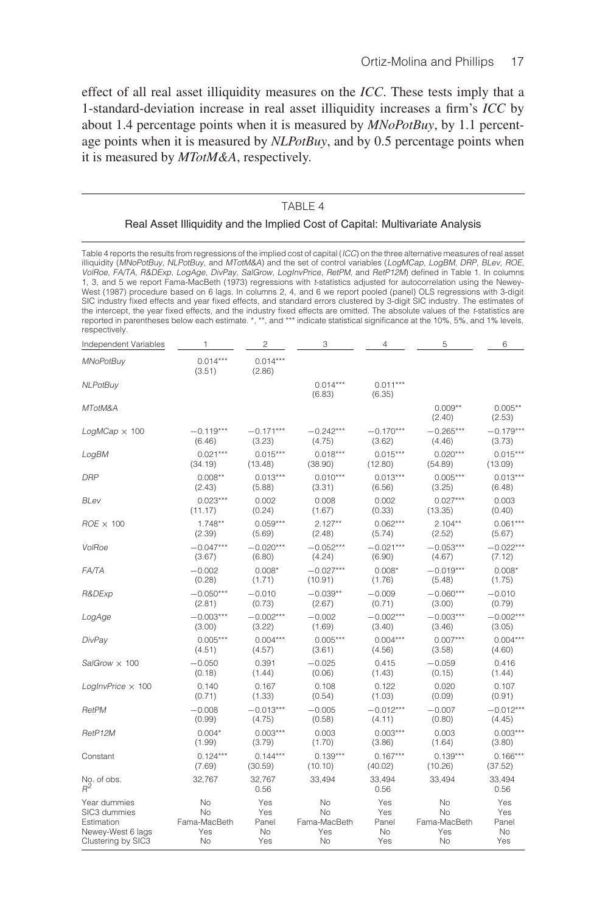effect of all real asset illiquidity measures on the *ICC*. These tests imply that a 1-standard-deviation increase in real asset illiquidity increases a firm's *ICC* by about 1.4 percentage points when it is measured by *MNoPotBuy*, by 1.1 percentage points when it is measured by *NLPotBuy*, and by 0.5 percentage points when it is measured by *MTotM&A*, respectively.

## TABLE 4

### Real Asset Illiquidity and the Implied Cost of Capital: Multivariate Analysis

Table 4 reports the results from regressions of the implied cost of capital (*ICC*) on the three alternative measures of real asset illiquidity (*MNoPotBuy*, *NLPotBuy*, and *MTotM&A*) and the set of control variables (*LogMCap*, *LogBM*, *DRP*, *BLev*, *ROE*, *VolRoe*, *FA/TA*, *R&DExp*, *LogAge*, *DivPay*, *SalGrow*, *LogInvPrice*, *RetPM*, and *RetP12M*) defined in Table 1. In columns 1, 3, and 5 we report Fama-MacBeth (1973) regressions with *t*-statistics adjusted for autocorrelation using the Newey-West (1987) procedure based on 6 lags. In columns 2, 4, and 6 we report pooled (panel) OLS regressions with 3-digit SIC industry fixed effects and year fixed effects, and standard errors clustered by 3-digit SIC industry. The estimates of the intercept, the year fixed effects, and the industry fixed effects are omitted. The absolute values of the *t*-statistics are reported in parentheses below each estimate. *, **, and *** indicate statistical significance at the 10%, 5%, and 1% levels, respectively.

| Independent Variables | 1 | 2 | 3 | 4 | 5 | 6 |
|---|---|---|---|---|---|---|
| *MNoPotBuy* | 0.014*** | 0.014*** | | | | |
| | (3.51) | (2.86) | | | | |
| *NLPotBuy* | | | 0.014*** | 0.011*** | | |
| | | | (6.83) | (6.35) | | |
| *MTotM&A* | | | | | 0.009** | 0.005** |
| | | | | | (2.40) | (2.53) |
| *LogMCap* × 100 | −0.119*** | −0.171*** | −0.242*** | −0.170*** | −0.265*** | −0.179*** |
| | (6.46) | (3.23) | (4.75) | (3.62) | (4.46) | (3.73) |
| *LogBM* | 0.021*** | 0.015*** | 0.018*** | 0.015*** | 0.020*** | 0.015*** |
| | (34.19) | (13.48) | (38.90) | (12.80) | (54.89) | (13.09) |
| *DRP* | 0.008** | 0.013*** | 0.010*** | 0.013*** | 0.005*** | 0.013*** |
| | (2.43) | (5.88) | (3.31) | (6.56) | (3.25) | (6.48) |
| *BLev* | 0.023*** | 0.002 | 0.008 | 0.002 | 0.027*** | 0.003 |
| | (11.17) | (0.24) | (1.67) | (0.33) | (13.35) | (0.40) |
| *ROE* × 100 | 1.748** | 0.059*** | 2.127** | 0.062*** | 2.104** | 0.061*** |
| | (2.39) | (5.69) | (2.48) | (5.74) | (2.52) | (5.67) |
| *VolRoe* | −0.047*** | −0.020*** | −0.052*** | −0.021*** | −0.053*** | −0.022*** |
| | (3.67) | (6.80) | (4.24) | (6.90) | (4.67) | (7.12) |
| *FA/TA* | −0.002 | 0.008* | −0.027*** | 0.008* | −0.019*** | 0.008* |
| | (0.28) | (1.71) | (10.91) | (1.76) | (5.48) | (1.75) |
| *R&DExp* | −0.050*** | −0.010 | −0.039** | −0.009 | −0.060*** | −0.010 |
| | (2.81) | (0.73) | (2.67) | (0.71) | (3.00) | (0.79) |
| *LogAge* | −0.003*** | −0.002*** | −0.002 | −0.002*** | −0.003*** | −0.002*** |
| | (3.00) | (3.22) | (1.69) | (3.40) | (3.46) | (3.05) |
| *DivPay* | 0.005*** | 0.004*** | 0.005*** | 0.004*** | 0.007*** | 0.004*** |
| | (4.51) | (4.57) | (3.61) | (4.56) | (3.58) | (4.60) |
| *SalGrow* × 100 | −0.050 | 0.391 | −0.025 | 0.415 | −0.059 | 0.416 |
| | (0.18) | (1.44) | (0.06) | (1.43) | (0.15) | (1.44) |
| *LogInvPrice* × 100 | 0.140 | 0.167 | 0.108 | 0.122 | 0.020 | 0.107 |
| | (0.71) | (1.33) | (0.54) | (1.03) | (0.09) | (0.91) |
| *RetPM* | −0.008 | −0.013*** | −0.005 | −0.012*** | −0.007 | −0.012*** |
| | (0.99) | (4.75) | (0.58) | (4.11) | (0.80) | (4.45) |
| *RetP12M* | 0.004* | 0.003*** | 0.003 | 0.003*** | 0.003 | 0.003*** |
| | (1.99) | (3.79) | (1.70) | (3.86) | (1.64) | (3.80) |
| Constant | 0.124*** | 0.144*** | 0.139*** | 0.167*** | 0.139*** | 0.166*** |
| | (7.69) | (30.59) | (10.10) | (40.02) | (10.26) | (37.52) |
| No. of obs. | 32,767 | 32,767 | 33,494 | 33,494 | 33,494 | 33,494 |
| $R^2$ | | 0.56 | | 0.56 | | 0.56 |
| Year dummies | No | Yes | No | Yes | No | Yes |
| SIC3 dummies | No | Yes | No | Yes | No | Yes |
| Estimation | Fama-MacBeth | Panel | Fama-MacBeth | Panel | Fama-MacBeth | Panel |
| Newey-West 6 lags | Yes | No | Yes | No | Yes | No |
| Clustering by SIC3 | No | Yes | No | Yes | No | Yes |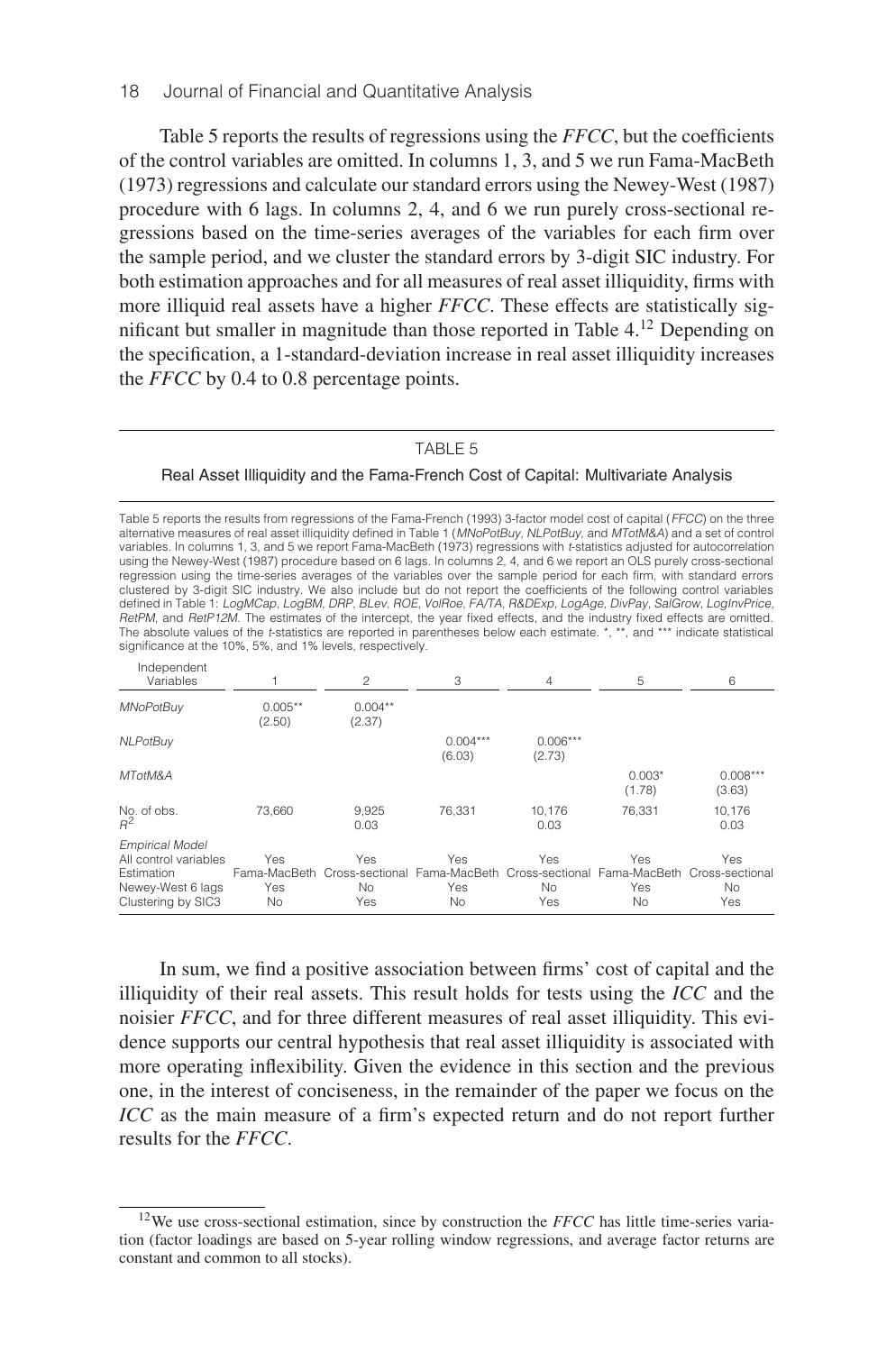Table 5 reports the results of regressions using the *FFCC*, but the coefficients of the control variables are omitted. In columns 1, 3, and 5 we run Fama-MacBeth (1973) regressions and calculate our standard errors using the Newey-West (1987) procedure with 6 lags. In columns 2, 4, and 6 we run purely cross-sectional regressions based on the time-series averages of the variables for each firm over the sample period, and we cluster the standard errors by 3-digit SIC industry. For both estimation approaches and for all measures of real asset illiquidity, firms with more illiquid real assets have a higher *FFCC*. These effects are statistically significant but smaller in magnitude than those reported in Table 4.[12] Depending on the specification, a 1-standard-deviation increase in real asset illiquidity increases the *FFCC* by 0.4 to 0.8 percentage points.

TABLE 5

Real Asset Illiquidity and the Fama-French Cost of Capital: Multivariate Analysis

Table 5 reports the results from regressions of the Fama-French (1993) 3-factor model cost of capital (*FFCC*) on the three alternative measures of real asset illiquidity defined in Table 1 (*MNoPotBuy*, *NLPotBuy*, and *MTotM&A*) and a set of control variables. In columns 1, 3, and 5 we report Fama-MacBeth (1973) regressions with *t*-statistics adjusted for autocorrelation using the Newey-West (1987) procedure based on 6 lags. In columns 2, 4, and 6 we report an OLS purely cross-sectional regression using the time-series averages of the variables over the sample period for each firm, with standard errors clustered by 3-digit SIC industry. We also include but do not report the coefficients of the following control variables defined in Table 1: *LogMCap*, *LogBM*, *DRP*, *BLev*, *ROE*, *VolRoe*, *FA/TA*, *R&DExp*, *LogAge*, *DivPay*, *SalGrow*, *LogInvPrice*, *RetPM*, and *RetP12M*. The estimates of the intercept, the year fixed effects, and the industry fixed effects are omitted. The absolute values of the *t*-statistics are reported in parentheses below each estimate. \*, \*\*, and \*\*\* indicate statistical significance at the 10%, 5%, and 1% levels, respectively.

| Independent Variables | 1 | 2 | 3 | 4 | 5 | 6 |
|---|---|---|---|---|---|---|
| *MNoPotBuy* | 0.005\*\* | 0.004\*\* | | | | |
| | (2.50) | (2.37) | | | | |
| *NLPotBuy* | | | 0.004\*\*\* | 0.006\*\*\* | | |
| | | | (6.03) | (2.73) | | |
| *MTotM&A* | | | | | 0.003\* | 0.008\*\*\* |
| | | | | | (1.78) | (3.63) |
| No. of obs. | 73,660 | 9,925 | 76,331 | 10,176 | 76,331 | 10,176 |
| $R^2$ | | 0.03 | | 0.03 | | 0.03 |
| *Empirical Model* | | | | | | |
| All control variables | Yes | Yes | Yes | Yes | Yes | Yes |
| Estimation | Fama-MacBeth | Cross-sectional | Fama-MacBeth | Cross-sectional | Fama-MacBeth | Cross-sectional |
| Newey-West 6 lags | Yes | No | Yes | No | Yes | No |
| Clustering by SIC3 | No | Yes | No | Yes | No | Yes |

In sum, we find a positive association between firms' cost of capital and the illiquidity of their real assets. This result holds for tests using the *ICC* and the noisier *FFCC*, and for three different measures of real asset illiquidity. This evidence supports our central hypothesis that real asset illiquidity is associated with more operating inflexibility. Given the evidence in this section and the previous one, in the interest of conciseness, in the remainder of the paper we focus on the *ICC* as the main measure of a firm's expected return and do not report further results for the *FFCC*.

[12]We use cross-sectional estimation, since by construction the *FFCC* has little time-series variation (factor loadings are based on 5-year rolling window regressions, and average factor returns are constant and common to all stocks).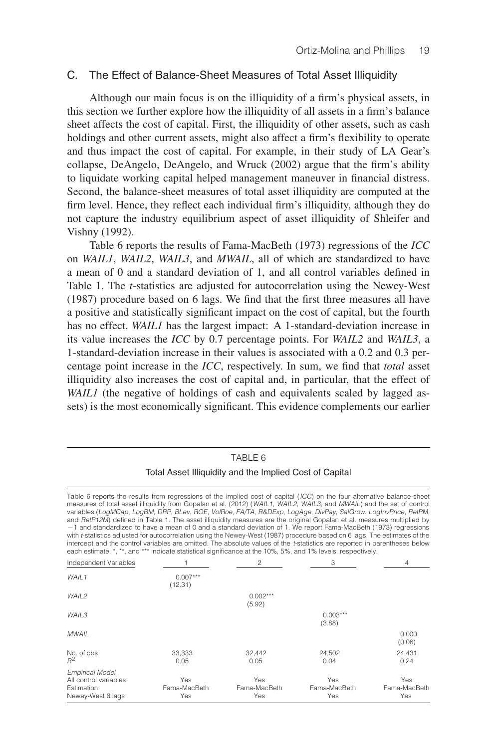## C. The Effect of Balance-Sheet Measures of Total Asset Illiquidity

Although our main focus is on the illiquidity of a firm's physical assets, in this section we further explore how the illiquidity of all assets in a firm's balance sheet affects the cost of capital. First, the illiquidity of other assets, such as cash holdings and other current assets, might also affect a firm's flexibility to operate and thus impact the cost of capital. For example, in their study of LA Gear's collapse, DeAngelo, DeAngelo, and Wruck (2002) argue that the firm's ability to liquidate working capital helped management maneuver in financial distress. Second, the balance-sheet measures of total asset illiquidity are computed at the firm level. Hence, they reflect each individual firm's illiquidity, although they do not capture the industry equilibrium aspect of asset illiquidity of Shleifer and Vishny (1992).

Table 6 reports the results of Fama-MacBeth (1973) regressions of the *ICC* on *WAIL1*, *WAIL2*, *WAIL3*, and *MWAIL*, all of which are standardized to have a mean of 0 and a standard deviation of 1, and all control variables defined in Table 1. The *t*-statistics are adjusted for autocorrelation using the Newey-West (1987) procedure based on 6 lags. We find that the first three measures all have a positive and statistically significant impact on the cost of capital, but the fourth has no effect. *WAIL1* has the largest impact: A 1-standard-deviation increase in its value increases the *ICC* by 0.7 percentage points. For *WAIL2* and *WAIL3*, a 1-standard-deviation increase in their values is associated with a 0.2 and 0.3 percentage point increase in the *ICC*, respectively. In sum, we find that *total* asset illiquidity also increases the cost of capital and, in particular, that the effect of *WAIL1* (the negative of holdings of cash and equivalents scaled by lagged assets) is the most economically significant. This evidence complements our earlier

TABLE 6

Total Asset Illiquidity and the Implied Cost of Capital

Table 6 reports the results from regressions of the implied cost of capital (*ICC*) on the four alternative balance-sheet measures of total asset illiquidity from Gopalan et al. (2012) (*WAIL1*, *WAIL2*, *WAIL3*, and *MWAIL*) and the set of control variables (*LogMCap*, *LogBM*, *DRP*, *BLev*, *ROE*, *VolRoe*, *FA/TA*, *R&DExp*, *LogAge*, *DivPay*, *SalGrow*, *LogInvPrice*, *RetPM*, and *RetP12M*) defined in Table 1. The asset illiquidity measures are the original Gopalan et al. measures multiplied by −1 and standardized to have a mean of 0 and a standard deviation of 1. We report Fama-MacBeth (1973) regressions with *t*-statistics adjusted for autocorrelation using the Newey-West (1987) procedure based on 6 lags. The estimates of the intercept and the control variables are omitted. The absolute values of the *t*-statistics are reported in parentheses below each estimate. *, **, and *** indicate statistical significance at the 10%, 5%, and 1% levels, respectively.

| Independent Variables | 1 | 2 | 3 | 4 |
|---|---|---|---|---|
| *WAIL1* | 0.007*** | | | |
| | (12.31) | | | |
| *WAIL2* | | 0.002*** | | |
| | | (5.92) | | |
| *WAIL3* | | | 0.003*** | |
| | | | (3.88) | |
| *MWAIL* | | | | 0.000 |
| | | | | (0.06) |
| No. of obs. | 33,333 | 32,442 | 24,502 | 24,431 |
| $R^2$ | 0.05 | 0.05 | 0.04 | 0.24 |
| *Empirical Model* | | | | |
| All control variables | Yes | Yes | Yes | Yes |
| Estimation | Fama-MacBeth | Fama-MacBeth | Fama-MacBeth | Fama-MacBeth |
| Newey-West 6 lags | Yes | Yes | Yes | Yes |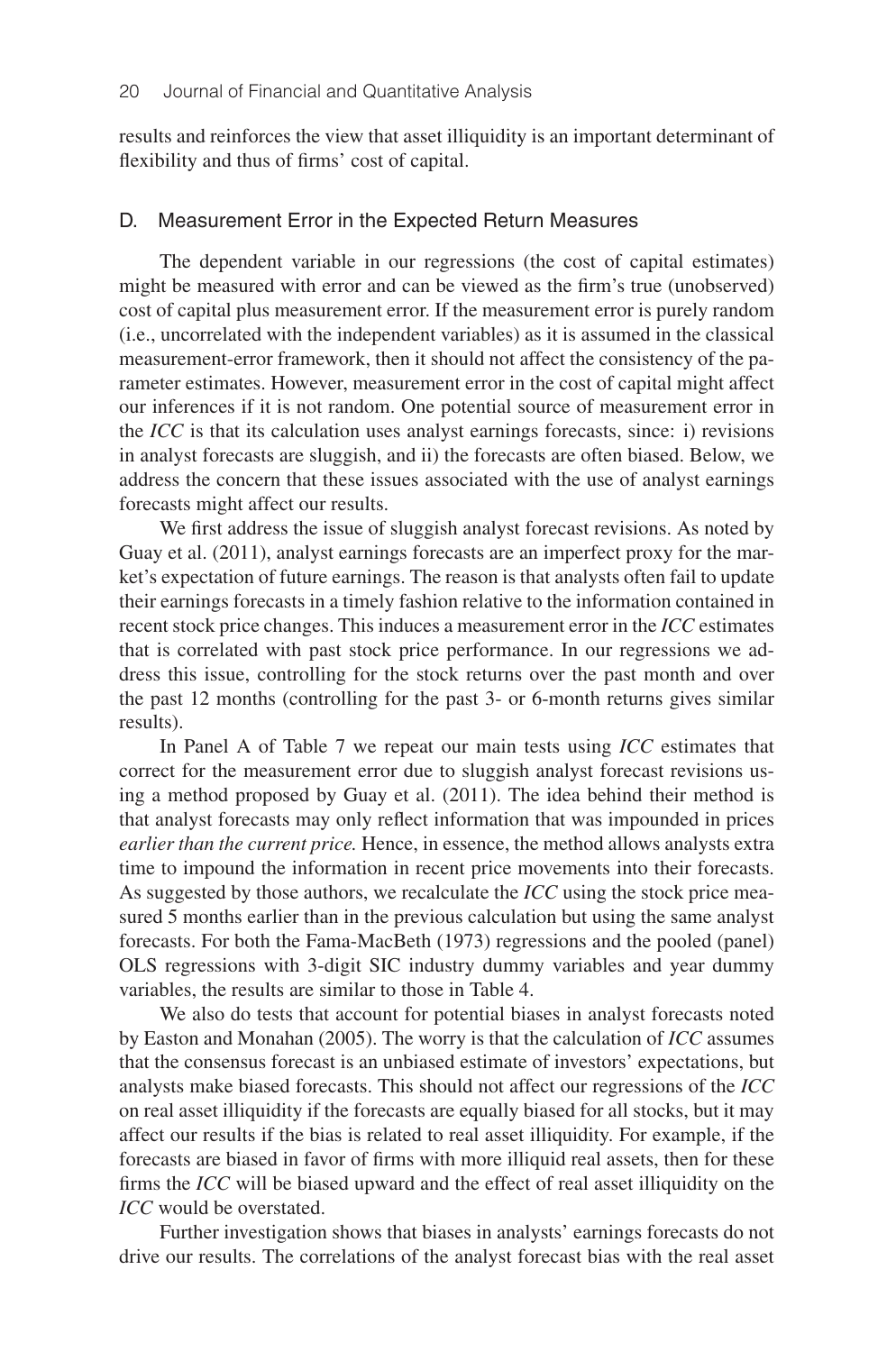results and reinforces the view that asset illiquidity is an important determinant of flexibility and thus of firms' cost of capital.

## D. Measurement Error in the Expected Return Measures

The dependent variable in our regressions (the cost of capital estimates) might be measured with error and can be viewed as the firm's true (unobserved) cost of capital plus measurement error. If the measurement error is purely random (i.e., uncorrelated with the independent variables) as it is assumed in the classical measurement-error framework, then it should not affect the consistency of the parameter estimates. However, measurement error in the cost of capital might affect our inferences if it is not random. One potential source of measurement error in the *ICC* is that its calculation uses analyst earnings forecasts, since: i) revisions in analyst forecasts are sluggish, and ii) the forecasts are often biased. Below, we address the concern that these issues associated with the use of analyst earnings forecasts might affect our results.

We first address the issue of sluggish analyst forecast revisions. As noted by Guay et al. (2011), analyst earnings forecasts are an imperfect proxy for the market's expectation of future earnings. The reason is that analysts often fail to update their earnings forecasts in a timely fashion relative to the information contained in recent stock price changes. This induces a measurement error in the *ICC* estimates that is correlated with past stock price performance. In our regressions we address this issue, controlling for the stock returns over the past month and over the past 12 months (controlling for the past 3- or 6-month returns gives similar results).

In Panel A of Table 7 we repeat our main tests using *ICC* estimates that correct for the measurement error due to sluggish analyst forecast revisions using a method proposed by Guay et al. (2011). The idea behind their method is that analyst forecasts may only reflect information that was impounded in prices *earlier than the current price.* Hence, in essence, the method allows analysts extra time to impound the information in recent price movements into their forecasts. As suggested by those authors, we recalculate the *ICC* using the stock price measured 5 months earlier than in the previous calculation but using the same analyst forecasts. For both the Fama-MacBeth (1973) regressions and the pooled (panel) OLS regressions with 3-digit SIC industry dummy variables and year dummy variables, the results are similar to those in Table 4.

We also do tests that account for potential biases in analyst forecasts noted by Easton and Monahan (2005). The worry is that the calculation of *ICC* assumes that the consensus forecast is an unbiased estimate of investors' expectations, but analysts make biased forecasts. This should not affect our regressions of the *ICC* on real asset illiquidity if the forecasts are equally biased for all stocks, but it may affect our results if the bias is related to real asset illiquidity. For example, if the forecasts are biased in favor of firms with more illiquid real assets, then for these firms the *ICC* will be biased upward and the effect of real asset illiquidity on the *ICC* would be overstated.

Further investigation shows that biases in analysts' earnings forecasts do not drive our results. The correlations of the analyst forecast bias with the real asset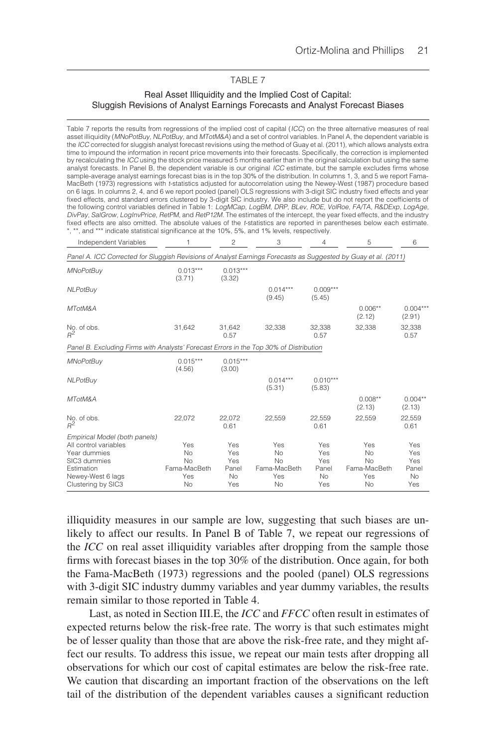TABLE 7

Real Asset Illiquidity and the Implied Cost of Capital: Sluggish Revisions of Analyst Earnings Forecasts and Analyst Forecast Biases

Table 7 reports the results from regressions of the implied cost of capital (*ICC*) on the three alternative measures of real asset illiquidity (*MNoPotBuy*, *NLPotBuy*, and *MTotM&A*) and a set of control variables. In Panel A, the dependent variable is the *ICC* corrected for sluggish analyst forecast revisions using the method of Guay et al. (2011), which allows analysts extra time to impound the information in recent price movements into their forecasts. Specifically, the correction is implemented by recalculating the *ICC* using the stock price measured 5 months earlier than in the original calculation but using the same analyst forecasts. In Panel B, the dependent variable is our original *ICC* estimate, but the sample excludes firms whose sample-average analyst earnings forecast bias is in the top 30% of the distribution. In columns 1, 3, and 5 we report Fama-MacBeth (1973) regressions with *t*-statistics adjusted for autocorrelation using the Newey-West (1987) procedure based on 6 lags. In columns 2, 4, and 6 we report pooled (panel) OLS regressions with 3-digit SIC industry fixed effects and year fixed effects, and standard errors clustered by 3-digit SIC industry. We also include but do not report the coefficients of the following control variables defined in Table 1: *LogMCap*, *LogBM*, *DRP*, *BLev*, *ROE*, *VolRoe*, *FA/TA*, *R&DExp*, *LogAge*, *DivPay*, *SalGrow*, *LogInvPrice*, *RetPM*, and *RetP12M*. The estimates of the intercept, the year fixed effects, and the industry fixed effects are also omitted. The absolute values of the *t*-statistics are reported in parentheses below each estimate. *, **, and *** indicate statistical significance at the 10%, 5%, and 1% levels, respectively.

| Independent Variables | 1 | 2 | 3 | 4 | 5 | 6 |
|---|---|---|---|---|---|---|
| *Panel A. ICC Corrected for Sluggish Revisions of Analyst Earnings Forecasts as Suggested by Guay et al. (2011)* | | | | | | |
| *MNoPotBuy* | 0.013*** | 0.013*** | | | | |
| | (3.71) | (3.32) | | | | |
| *NLPotBuy* | | | 0.014*** | 0.009*** | | |
| | | | (9.45) | (5.45) | | |
| *MTotM&A* | | | | | 0.006** | 0.004*** |
| | | | | | (2.12) | (2.91) |
| No. of obs. | 31,642 | 31,642 | 32,338 | 32,338 | 32,338 | 32,338 |
| $R^2$ | | 0.57 | | 0.57 | | 0.57 |
| *Panel B. Excluding Firms with Analysts' Forecast Errors in the Top 30% of Distribution* | | | | | | |
| *MNoPotBuy* | 0.015*** | 0.015*** | | | | |
| | (4.56) | (3.00) | | | | |
| *NLPotBuy* | | | 0.014*** | 0.010*** | | |
| | | | (5.31) | (5.83) | | |
| *MTotM&A* | | | | | 0.008** | 0.004** |
| | | | | | (2.13) | (2.13) |
| No. of obs. | 22,072 | 22,072 | 22,559 | 22,559 | 22,559 | 22,559 |
| $R^2$ | | 0.61 | | 0.61 | | 0.61 |
| *Empirical Model (both panels)* | | | | | | |
| All control variables | Yes | Yes | Yes | Yes | Yes | Yes |
| Year dummies | No | Yes | No | Yes | No | Yes |
| SIC3 dummies | No | Yes | No | Yes | No | Yes |
| Estimation | Fama-MacBeth | Panel | Fama-MacBeth | Panel | Fama-MacBeth | Panel |
| Newey-West 6 lags | Yes | No | Yes | No | Yes | No |
| Clustering by SIC3 | No | Yes | No | Yes | No | Yes |

illiquidity measures in our sample are low, suggesting that such biases are unlikely to affect our results. In Panel B of Table 7, we repeat our regressions of the *ICC* on real asset illiquidity variables after dropping from the sample those firms with forecast biases in the top 30% of the distribution. Once again, for both the Fama-MacBeth (1973) regressions and the pooled (panel) OLS regressions with 3-digit SIC industry dummy variables and year dummy variables, the results remain similar to those reported in Table 4.

Last, as noted in Section III.E, the *ICC* and *FFCC* often result in estimates of expected returns below the risk-free rate. The worry is that such estimates might be of lesser quality than those that are above the risk-free rate, and they might affect our results. To address this issue, we repeat our main tests after dropping all observations for which our cost of capital estimates are below the risk-free rate. We caution that discarding an important fraction of the observations on the left tail of the distribution of the dependent variables causes a significant reduction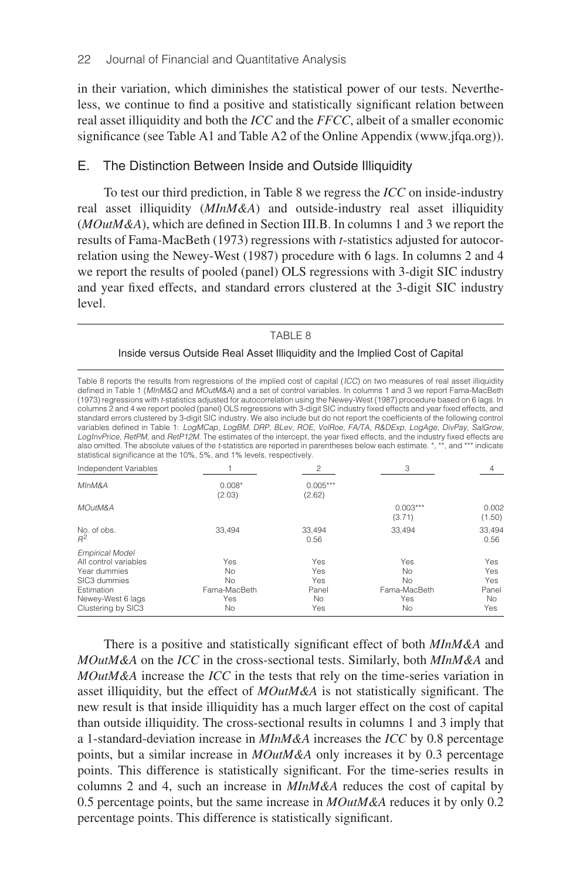in their variation, which diminishes the statistical power of our tests. Nevertheless, we continue to find a positive and statistically significant relation between real asset illiquidity and both the *ICC* and the *FFCC*, albeit of a smaller economic significance (see Table A1 and Table A2 of the Online Appendix (www.jfqa.org)).

## E. The Distinction Between Inside and Outside Illiquidity

To test our third prediction, in Table 8 we regress the *ICC* on inside-industry real asset illiquidity (*MInM&A*) and outside-industry real asset illiquidity (*MOutM&A*), which are defined in Section III.B. In columns 1 and 3 we report the results of Fama-MacBeth (1973) regressions with *t*-statistics adjusted for autocorrelation using the Newey-West (1987) procedure with 6 lags. In columns 2 and 4 we report the results of pooled (panel) OLS regressions with 3-digit SIC industry and year fixed effects, and standard errors clustered at the 3-digit SIC industry level.

TABLE 8

Inside versus Outside Real Asset Illiquidity and the Implied Cost of Capital

Table 8 reports the results from regressions of the implied cost of capital (*ICC*) on two measures of real asset illiquidity defined in Table 1 (*MInM&Q* and *MOutM&A*) and a set of control variables. In columns 1 and 3 we report Fama-MacBeth (1973) regressions with *t*-statistics adjusted for autocorrelation using the Newey-West (1987) procedure based on 6 lags. In columns 2 and 4 we report pooled (panel) OLS regressions with 3-digit SIC industry fixed effects and year fixed effects, and standard errors clustered by 3-digit SIC industry. We also include but do not report the coefficients of the following control variables defined in Table 1: *LogMCap*, *LogBM*, *DRP*, *BLev*, *ROE*, *VolRoe*, *FA/TA*, *R&DExp*, *LogAge*, *DivPay*, *SalGrow*, *LogInvPrice*, *RetPM*, and *RetP12M*. The estimates of the intercept, the year fixed effects, and the industry fixed effects are also omitted. The absolute values of the *t*-statistics are reported in parentheses below each estimate. *, **, and *** indicate statistical significance at the 10%, 5%, and 1% levels, respectively.

| Independent Variables | 1 | 2 | 3 | 4 |
|---|---|---|---|---|
| *MInM&A* | 0.008* | 0.005*** | | |
| | (2.03) | (2.62) | | |
| *MOutM&A* | | | 0.003*** | 0.002 |
| | | | (3.71) | (1.50) |
| No. of obs. | 33,494 | 33,494 | 33,494 | 33,494 |
| $R^2$ | | 0.56 | | 0.56 |
| *Empirical Model* | | | | |
| All control variables | Yes | Yes | Yes | Yes |
| Year dummies | No | Yes | No | Yes |
| SIC3 dummies | No | Yes | No | Yes |
| Estimation | Fama-MacBeth | Panel | Fama-MacBeth | Panel |
| Newey-West 6 lags | Yes | No | Yes | No |
| Clustering by SIC3 | No | Yes | No | Yes |

There is a positive and statistically significant effect of both *MInM&A* and *MOutM&A* on the *ICC* in the cross-sectional tests. Similarly, both *MInM&A* and *MOutM&A* increase the *ICC* in the tests that rely on the time-series variation in asset illiquidity, but the effect of *MOutM&A* is not statistically significant. The new result is that inside illiquidity has a much larger effect on the cost of capital than outside illiquidity. The cross-sectional results in columns 1 and 3 imply that a 1-standard-deviation increase in *MInM&A* increases the *ICC* by 0.8 percentage points, but a similar increase in *MOutM&A* only increases it by 0.3 percentage points. This difference is statistically significant. For the time-series results in columns 2 and 4, such an increase in *MInM&A* reduces the cost of capital by 0.5 percentage points, but the same increase in *MOutM&A* reduces it by only 0.2 percentage points. This difference is statistically significant.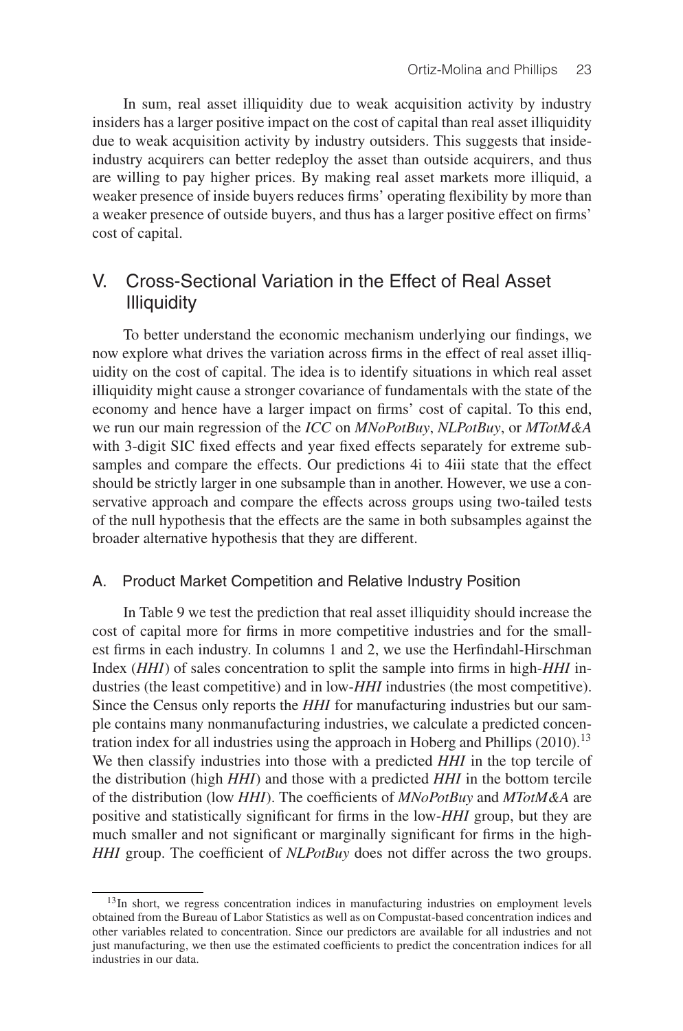In sum, real asset illiquidity due to weak acquisition activity by industry insiders has a larger positive impact on the cost of capital than real asset illiquidity due to weak acquisition activity by industry outsiders. This suggests that inside-industry acquirers can better redeploy the asset than outside acquirers, and thus are willing to pay higher prices. By making real asset markets more illiquid, a weaker presence of inside buyers reduces firms' operating flexibility by more than a weaker presence of outside buyers, and thus has a larger positive effect on firms' cost of capital.

## V. Cross-Sectional Variation in the Effect of Real Asset Illiquidity

To better understand the economic mechanism underlying our findings, we now explore what drives the variation across firms in the effect of real asset illiquidity on the cost of capital. The idea is to identify situations in which real asset illiquidity might cause a stronger covariance of fundamentals with the state of the economy and hence have a larger impact on firms' cost of capital. To this end, we run our main regression of the *ICC* on *MNoPotBuy*, *NLPotBuy*, or *MTotM&A* with 3-digit SIC fixed effects and year fixed effects separately for extreme subsamples and compare the effects. Our predictions 4i to 4iii state that the effect should be strictly larger in one subsample than in another. However, we use a conservative approach and compare the effects across groups using two-tailed tests of the null hypothesis that the effects are the same in both subsamples against the broader alternative hypothesis that they are different.

### A. Product Market Competition and Relative Industry Position

In Table 9 we test the prediction that real asset illiquidity should increase the cost of capital more for firms in more competitive industries and for the smallest firms in each industry. In columns 1 and 2, we use the Herfindahl-Hirschman Index (*HHI*) of sales concentration to split the sample into firms in high-*HHI* industries (the least competitive) and in low-*HHI* industries (the most competitive). Since the Census only reports the *HHI* for manufacturing industries but our sample contains many nonmanufacturing industries, we calculate a predicted concentration index for all industries using the approach in Hoberg and Phillips (2010).[13] We then classify industries into those with a predicted *HHI* in the top tercile of the distribution (high *HHI*) and those with a predicted *HHI* in the bottom tercile of the distribution (low *HHI*). The coefficients of *MNoPotBuy* and *MTotM&A* are positive and statistically significant for firms in the low-*HHI* group, but they are much smaller and not significant or marginally significant for firms in the high-*HHI* group. The coefficient of *NLPotBuy* does not differ across the two groups.

[13] In short, we regress concentration indices in manufacturing industries on employment levels obtained from the Bureau of Labor Statistics as well as on Compustat-based concentration indices and other variables related to concentration. Since our predictors are available for all industries and not just manufacturing, we then use the estimated coefficients to predict the concentration indices for all industries in our data.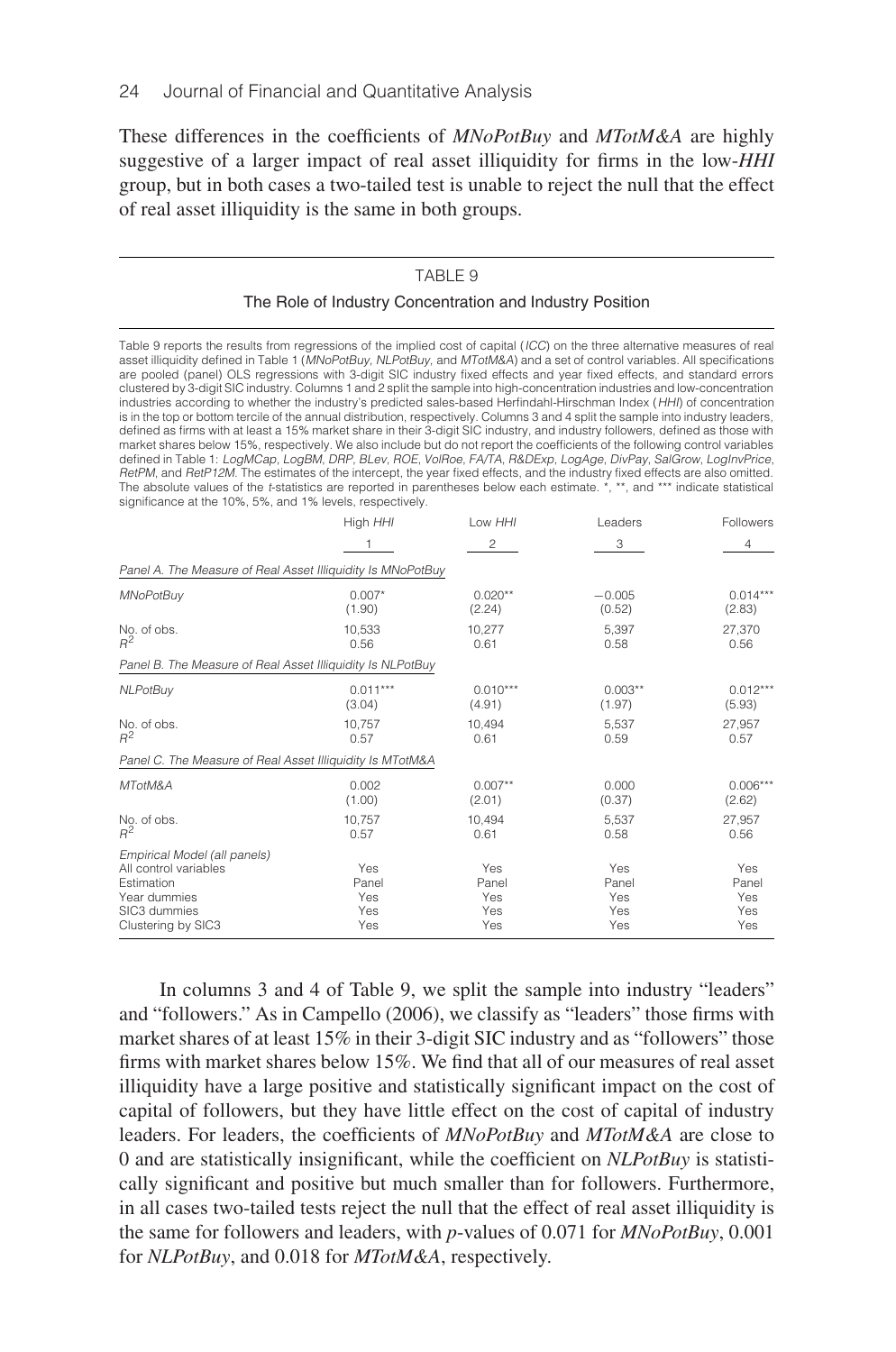These differences in the coefficients of *MNoPotBuy* and *MTotM&A* are highly suggestive of a larger impact of real asset illiquidity for firms in the low-*HHI* group, but in both cases a two-tailed test is unable to reject the null that the effect of real asset illiquidity is the same in both groups.

TABLE 9

The Role of Industry Concentration and Industry Position

Table 9 reports the results from regressions of the implied cost of capital (*ICC*) on the three alternative measures of real asset illiquidity defined in Table 1 (*MNoPotBuy*, *NLPotBuy*, and *MTotM&A*) and a set of control variables. All specifications are pooled (panel) OLS regressions with 3-digit SIC industry fixed effects and year fixed effects, and standard errors clustered by 3-digit SIC industry. Columns 1 and 2 split the sample into high-concentration industries and low-concentration industries according to whether the industry's predicted sales-based Herfindahl-Hirschman Index (*HHI*) of concentration is in the top or bottom tercile of the annual distribution, respectively. Columns 3 and 4 split the sample into industry leaders, defined as firms with at least a 15% market share in their 3-digit SIC industry, and industry followers, defined as those with market shares below 15%, respectively. We also include but do not report the coefficients of the following control variables defined in Table 1: *LogMCap*, *LogBM*, *DRP*, *BLev*, *ROE*, *VolRoe*, *FA/TA*, *R&DExp*, *LogAge*, *DivPay*, *SalGrow*, *LogInvPrice*, *RetPM*, and *RetP12M*. The estimates of the intercept, the year fixed effects, and the industry fixed effects are also omitted. The absolute values of the *t*-statistics are reported in parentheses below each estimate. \*, \*\*, and \*\*\* indicate statistical significance at the 10%, 5%, and 1% levels, respectively.

| | High *HHI* | Low *HHI* | Leaders | Followers |
|---|---|---|---|---|
| | 1 | 2 | 3 | 4 |
| *Panel A. The Measure of Real Asset Illiquidity Is MNoPotBuy* | | | | |
| *MNoPotBuy* | 0.007* | 0.020** | −0.005 | 0.014*** |
| | (1.90) | (2.24) | (0.52) | (2.83) |
| No. of obs. | 10,533 | 10,277 | 5,397 | 27,370 |
| $R^2$ | 0.56 | 0.61 | 0.58 | 0.56 |
| *Panel B. The Measure of Real Asset Illiquidity Is NLPotBuy* | | | | |
| *NLPotBuy* | 0.011*** | 0.010*** | 0.003** | 0.012*** |
| | (3.04) | (4.91) | (1.97) | (5.93) |
| No. of obs. | 10,757 | 10,494 | 5,537 | 27,957 |
| $R^2$ | 0.57 | 0.61 | 0.59 | 0.57 |
| *Panel C. The Measure of Real Asset Illiquidity Is MTotM&A* | | | | |
| *MTotM&A* | 0.002 | 0.007** | 0.000 | 0.006*** |
| | (1.00) | (2.01) | (0.37) | (2.62) |
| No. of obs. | 10,757 | 10,494 | 5,537 | 27,957 |
| $R^2$ | 0.57 | 0.61 | 0.58 | 0.56 |
| *Empirical Model (all panels)* | | | | |
| All control variables | Yes | Yes | Yes | Yes |
| Estimation | Panel | Panel | Panel | Panel |
| Year dummies | Yes | Yes | Yes | Yes |
| SIC3 dummies | Yes | Yes | Yes | Yes |
| Clustering by SIC3 | Yes | Yes | Yes | Yes |

In columns 3 and 4 of Table 9, we split the sample into industry "leaders" and "followers." As in Campello (2006), we classify as "leaders" those firms with market shares of at least 15% in their 3-digit SIC industry and as "followers" those firms with market shares below 15%. We find that all of our measures of real asset illiquidity have a large positive and statistically significant impact on the cost of capital of followers, but they have little effect on the cost of capital of industry leaders. For leaders, the coefficients of *MNoPotBuy* and *MTotM&A* are close to 0 and are statistically insignificant, while the coefficient on *NLPotBuy* is statistically significant and positive but much smaller than for followers. Furthermore, in all cases two-tailed tests reject the null that the effect of real asset illiquidity is the same for followers and leaders, with *p*-values of 0.071 for *MNoPotBuy*, 0.001 for *NLPotBuy*, and 0.018 for *MTotM&A*, respectively.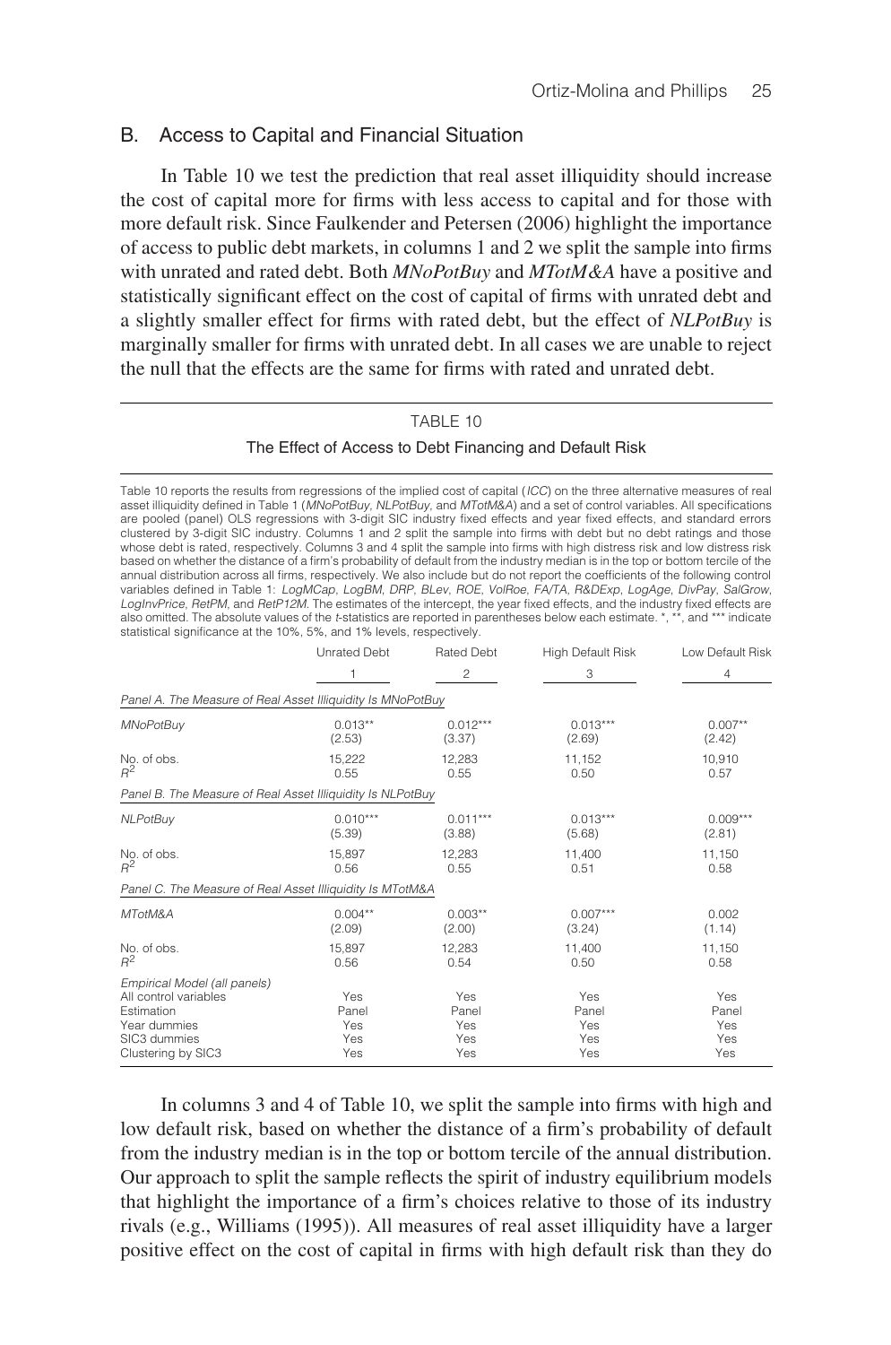## B. Access to Capital and Financial Situation

In Table 10 we test the prediction that real asset illiquidity should increase the cost of capital more for firms with less access to capital and for those with more default risk. Since Faulkender and Petersen (2006) highlight the importance of access to public debt markets, in columns 1 and 2 we split the sample into firms with unrated and rated debt. Both *MNoPotBuy* and *MTotM&A* have a positive and statistically significant effect on the cost of capital of firms with unrated debt and a slightly smaller effect for firms with rated debt, but the effect of *NLPotBuy* is marginally smaller for firms with unrated debt. In all cases we are unable to reject the null that the effects are the same for firms with rated and unrated debt.

TABLE 10

The Effect of Access to Debt Financing and Default Risk

Table 10 reports the results from regressions of the implied cost of capital (*ICC*) on the three alternative measures of real asset illiquidity defined in Table 1 (*MNoPotBuy*, *NLPotBuy*, and *MTotM&A*) and a set of control variables. All specifications are pooled (panel) OLS regressions with 3-digit SIC industry fixed effects and year fixed effects, and standard errors clustered by 3-digit SIC industry. Columns 1 and 2 split the sample into firms with debt but no debt ratings and those whose debt is rated, respectively. Columns 3 and 4 split the sample into firms with high distress risk and low distress risk based on whether the distance of a firm's probability of default from the industry median is in the top or bottom tercile of the annual distribution across all firms, respectively. We also include but do not report the coefficients of the following control variables defined in Table 1: *LogMCap*, *LogBM*, *DRP*, *BLev*, *ROE*, *VolRoe*, *FA/TA*, *R&DExp*, *LogAge*, *DivPay*, *SalGrow*, *LogInvPrice*, *RetPM*, and *RetP12M*. The estimates of the intercept, the year fixed effects, and the industry fixed effects are also omitted. The absolute values of the *t*-statistics are reported in parentheses below each estimate. *, **, and *** indicate statistical significance at the 10%, 5%, and 1% levels, respectively.

| | Unrated Debt | Rated Debt | High Default Risk | Low Default Risk |
|---|---|---|---|---|
| | 1 | 2 | 3 | 4 |
| *Panel A. The Measure of Real Asset Illiquidity Is MNoPotBuy* | | | | |
| *MNoPotBuy* | 0.013** | 0.012*** | 0.013*** | 0.007** |
| | (2.53) | (3.37) | (2.69) | (2.42) |
| No. of obs. | 15,222 | 12,283 | 11,152 | 10,910 |
| $R^2$ | 0.55 | 0.55 | 0.50 | 0.57 |
| *Panel B. The Measure of Real Asset Illiquidity Is NLPotBuy* | | | | |
| *NLPotBuy* | 0.010*** | 0.011*** | 0.013*** | 0.009*** |
| | (5.39) | (3.88) | (5.68) | (2.81) |
| No. of obs. | 15,897 | 12,283 | 11,400 | 11,150 |
| $R^2$ | 0.56 | 0.55 | 0.51 | 0.58 |
| *Panel C. The Measure of Real Asset Illiquidity Is MTotM&A* | | | | |
| *MTotM&A* | 0.004** | 0.003** | 0.007*** | 0.002 |
| | (2.09) | (2.00) | (3.24) | (1.14) |
| No. of obs. | 15,897 | 12,283 | 11,400 | 11,150 |
| $R^2$ | 0.56 | 0.54 | 0.50 | 0.58 |
| *Empirical Model (all panels)* | | | | |
| All control variables | Yes | Yes | Yes | Yes |
| Estimation | Panel | Panel | Panel | Panel |
| Year dummies | Yes | Yes | Yes | Yes |
| SIC3 dummies | Yes | Yes | Yes | Yes |
| Clustering by SIC3 | Yes | Yes | Yes | Yes |

In columns 3 and 4 of Table 10, we split the sample into firms with high and low default risk, based on whether the distance of a firm's probability of default from the industry median is in the top or bottom tercile of the annual distribution. Our approach to split the sample reflects the spirit of industry equilibrium models that highlight the importance of a firm's choices relative to those of its industry rivals (e.g., Williams (1995)). All measures of real asset illiquidity have a larger positive effect on the cost of capital in firms with high default risk than they do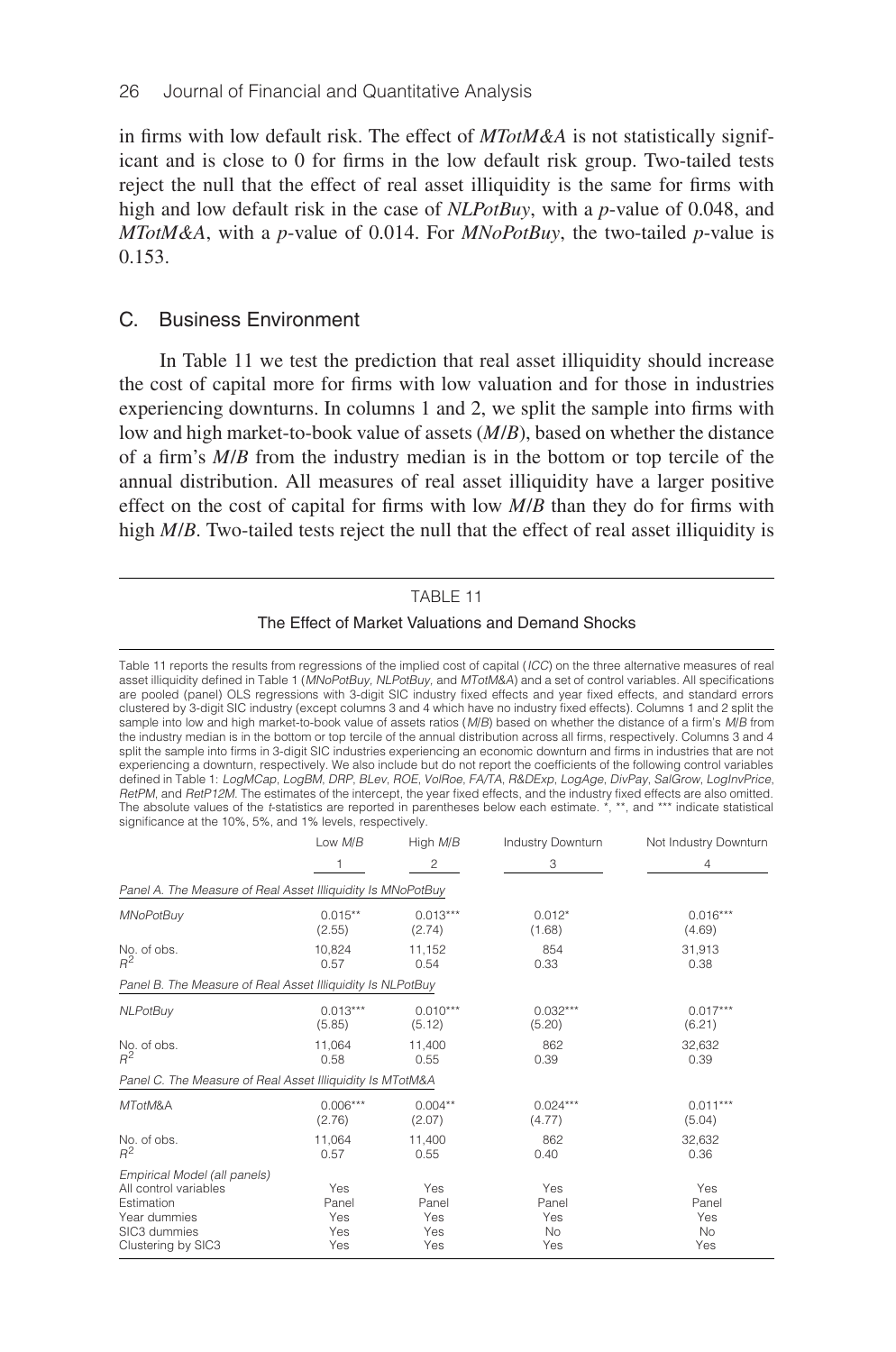in firms with low default risk. The effect of *MTotM&A* is not statistically significant and is close to 0 for firms in the low default risk group. Two-tailed tests reject the null that the effect of real asset illiquidity is the same for firms with high and low default risk in the case of *NLPotBuy*, with a *p*-value of 0.048, and *MTotM&A*, with a *p*-value of 0.014. For *MNoPotBuy*, the two-tailed *p*-value is 0.153.

## C. Business Environment

In Table 11 we test the prediction that real asset illiquidity should increase the cost of capital more for firms with low valuation and for those in industries experiencing downturns. In columns 1 and 2, we split the sample into firms with low and high market-to-book value of assets (*M*/*B*), based on whether the distance of a firm's *M*/*B* from the industry median is in the bottom or top tercile of the annual distribution. All measures of real asset illiquidity have a larger positive effect on the cost of capital for firms with low *M*/*B* than they do for firms with high *M*/*B*. Two-tailed tests reject the null that the effect of real asset illiquidity is

TABLE 11

The Effect of Market Valuations and Demand Shocks

Table 11 reports the results from regressions of the implied cost of capital (*ICC*) on the three alternative measures of real asset illiquidity defined in Table 1 (*MNoPotBuy*, *NLPotBuy*, and *MTotM&A*) and a set of control variables. All specifications are pooled (panel) OLS regressions with 3-digit SIC industry fixed effects and year fixed effects, and standard errors clustered by 3-digit SIC industry (except columns 3 and 4 which have no industry fixed effects). Columns 1 and 2 split the sample into low and high market-to-book value of assets ratios (*M*/*B*) based on whether the distance of a firm's *M*/*B* from the industry median is in the bottom or top tercile of the annual distribution across all firms, respectively. Columns 3 and 4 split the sample into firms in 3-digit SIC industries experiencing an economic downturn and firms in industries that are not experiencing a downturn, respectively. We also include but do not report the coefficients of the following control variables defined in Table 1: *LogMCap*, *LogBM*, *DRP*, *BLev*, *ROE*, *VolRoe*, *FA/TA*, *R&DExp*, *LogAge*, *DivPay*, *SalGrow*, *LogInvPrice*, *RetPM*, and *RetP12M*. The estimates of the intercept, the year fixed effects, and the industry fixed effects are also omitted. The absolute values of the *t*-statistics are reported in parentheses below each estimate. *, **, and *** indicate statistical significance at the 10%, 5%, and 1% levels, respectively.

| | Low *M*/*B* | High *M*/*B* | Industry Downturn | Not Industry Downturn |
|---|---|---|---|---|
| | 1 | 2 | 3 | 4 |
| *Panel A. The Measure of Real Asset Illiquidity Is MNoPotBuy* | | | | |
| *MNoPotBuy* | 0.015** | 0.013*** | 0.012* | 0.016*** |
| | (2.55) | (2.74) | (1.68) | (4.69) |
| No. of obs. | 10,824 | 11,152 | 854 | 31,913 |
| $R^2$ | 0.57 | 0.54 | 0.33 | 0.38 |
| *Panel B. The Measure of Real Asset Illiquidity Is NLPotBuy* | | | | |
| *NLPotBuy* | 0.013*** | 0.010*** | 0.032*** | 0.017*** |
| | (5.85) | (5.12) | (5.20) | (6.21) |
| No. of obs. | 11,064 | 11,400 | 862 | 32,632 |
| $R^2$ | 0.58 | 0.55 | 0.39 | 0.39 |
| *Panel C. The Measure of Real Asset Illiquidity Is MTotM&A* | | | | |
| *MTotM&A* | 0.006*** | 0.004** | 0.024*** | 0.011*** |
| | (2.76) | (2.07) | (4.77) | (5.04) |
| No. of obs. | 11,064 | 11,400 | 862 | 32,632 |
| $R^2$ | 0.57 | 0.55 | 0.40 | 0.36 |
| *Empirical Model (all panels)* | | | | |
| All control variables | Yes | Yes | Yes | Yes |
| Estimation | Panel | Panel | Panel | Panel |
| Year dummies | Yes | Yes | Yes | Yes |
| SIC3 dummies | Yes | Yes | No | No |
| Clustering by SIC3 | Yes | Yes | Yes | Yes |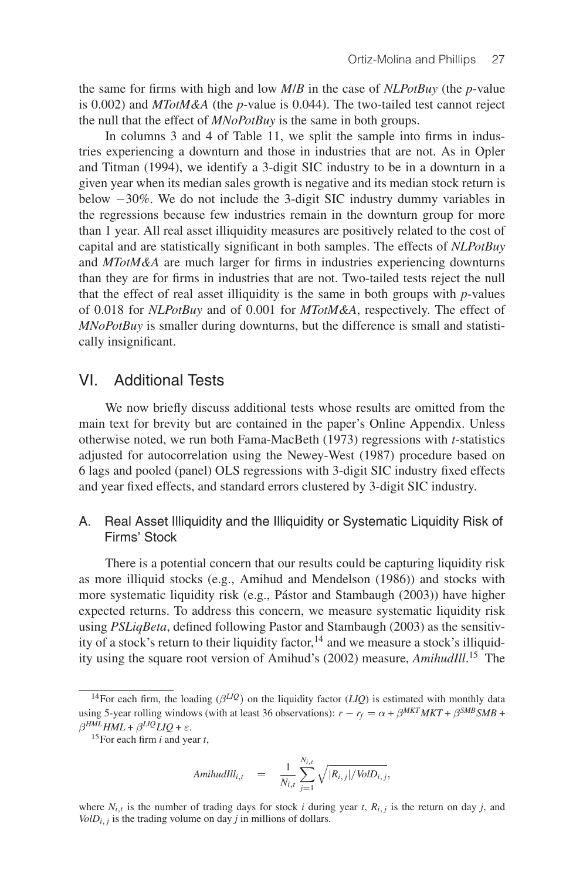the same for firms with high and low *M/B* in the case of *NLPotBuy* (the *p*-value is 0.002) and *MTotM&A* (the *p*-value is 0.044). The two-tailed test cannot reject the null that the effect of *MNoPotBuy* is the same in both groups.

In columns 3 and 4 of Table 11, we split the sample into firms in industries experiencing a downturn and those in industries that are not. As in Opler and Titman (1994), we identify a 3-digit SIC industry to be in a downturn in a given year when its median sales growth is negative and its median stock return is below −30%. We do not include the 3-digit SIC industry dummy variables in the regressions because few industries remain in the downturn group for more than 1 year. All real asset illiquidity measures are positively related to the cost of capital and are statistically significant in both samples. The effects of *NLPotBuy* and *MTotM&A* are much larger for firms in industries experiencing downturns than they are for firms in industries that are not. Two-tailed tests reject the null that the effect of real asset illiquidity is the same in both groups with *p*-values of 0.018 for *NLPotBuy* and of 0.001 for *MTotM&A*, respectively. The effect of *MNoPotBuy* is smaller during downturns, but the difference is small and statistically insignificant.

## VI. Additional Tests

We now briefly discuss additional tests whose results are omitted from the main text for brevity but are contained in the paper's Online Appendix. Unless otherwise noted, we run both Fama-MacBeth (1973) regressions with *t*-statistics adjusted for autocorrelation using the Newey-West (1987) procedure based on 6 lags and pooled (panel) OLS regressions with 3-digit SIC industry fixed effects and year fixed effects, and standard errors clustered by 3-digit SIC industry.

### A. Real Asset Illiquidity and the Illiquidity or Systematic Liquidity Risk of Firms' Stock

There is a potential concern that our results could be capturing liquidity risk as more illiquid stocks (e.g., Amihud and Mendelson (1986)) and stocks with more systematic liquidity risk (e.g., Pástor and Stambaugh (2003)) have higher expected returns. To address this concern, we measure systematic liquidity risk using *PSLiqBeta*, defined following Pastor and Stambaugh (2003) as the sensitivity of a stock's return to their liquidity factor,[14] and we measure a stock's illiquidity using the square root version of Amihud's (2002) measure, *AmihudIll*.[15] The

[14]For each firm, the loading ($\beta^{LIQ}$) on the liquidity factor (*LIQ*) is estimated with monthly data using 5-year rolling windows (with at least 36 observations): $r - r_f = \alpha + \beta^{MKT}MKT + \beta^{SMB}SMB + \beta^{HML}HML + \beta^{LIQ}LIQ + \varepsilon$.

[15]For each firm $i$ and year $t$,

$$AmihudIll_{i,t} \quad = \quad \frac{1}{N_{i,t}} \sum_{j=1}^{N_{i,t}} \sqrt{|R_{i,j}|/VolD_{i,j}},$$

where $N_{i,t}$ is the number of trading days for stock $i$ during year $t$, $R_{i,j}$ is the return on day $j$, and $VolD_{i,j}$ is the trading volume on day $j$ in millions of dollars.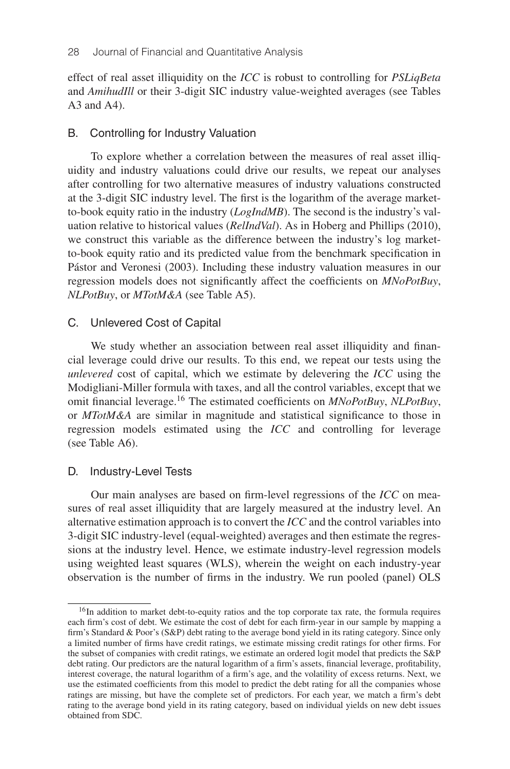effect of real asset illiquidity on the *ICC* is robust to controlling for *PSLiqBeta* and *AmihudIll* or their 3-digit SIC industry value-weighted averages (see Tables A3 and A4).

## B. Controlling for Industry Valuation

To explore whether a correlation between the measures of real asset illiquidity and industry valuations could drive our results, we repeat our analyses after controlling for two alternative measures of industry valuations constructed at the 3-digit SIC industry level. The first is the logarithm of the average market-to-book equity ratio in the industry (*LogIndMB*). The second is the industry's valuation relative to historical values (*RelIndVal*). As in Hoberg and Phillips (2010), we construct this variable as the difference between the industry's log market-to-book equity ratio and its predicted value from the benchmark specification in Pástor and Veronesi (2003). Including these industry valuation measures in our regression models does not significantly affect the coefficients on *MNoPotBuy*, *NLPotBuy*, or *MTotM&A* (see Table A5).

## C. Unlevered Cost of Capital

We study whether an association between real asset illiquidity and financial leverage could drive our results. To this end, we repeat our tests using the *unlevered* cost of capital, which we estimate by delevering the *ICC* using the Modigliani-Miller formula with taxes, and all the control variables, except that we omit financial leverage.[16] The estimated coefficients on *MNoPotBuy*, *NLPotBuy*, or *MTotM&A* are similar in magnitude and statistical significance to those in regression models estimated using the *ICC* and controlling for leverage (see Table A6).

## D. Industry-Level Tests

Our main analyses are based on firm-level regressions of the *ICC* on measures of real asset illiquidity that are largely measured at the industry level. An alternative estimation approach is to convert the *ICC* and the control variables into 3-digit SIC industry-level (equal-weighted) averages and then estimate the regressions at the industry level. Hence, we estimate industry-level regression models using weighted least squares (WLS), wherein the weight on each industry-year observation is the number of firms in the industry. We run pooled (panel) OLS

[16] In addition to market debt-to-equity ratios and the top corporate tax rate, the formula requires each firm's cost of debt. We estimate the cost of debt for each firm-year in our sample by mapping a firm's Standard & Poor's (S&P) debt rating to the average bond yield in its rating category. Since only a limited number of firms have credit ratings, we estimate missing credit ratings for other firms. For the subset of companies with credit ratings, we estimate an ordered logit model that predicts the S&P debt rating. Our predictors are the natural logarithm of a firm's assets, financial leverage, profitability, interest coverage, the natural logarithm of a firm's age, and the volatility of excess returns. Next, we use the estimated coefficients from this model to predict the debt rating for all the companies whose ratings are missing, but have the complete set of predictors. For each year, we match a firm's debt rating to the average bond yield in its rating category, based on individual yields on new debt issues obtained from SDC.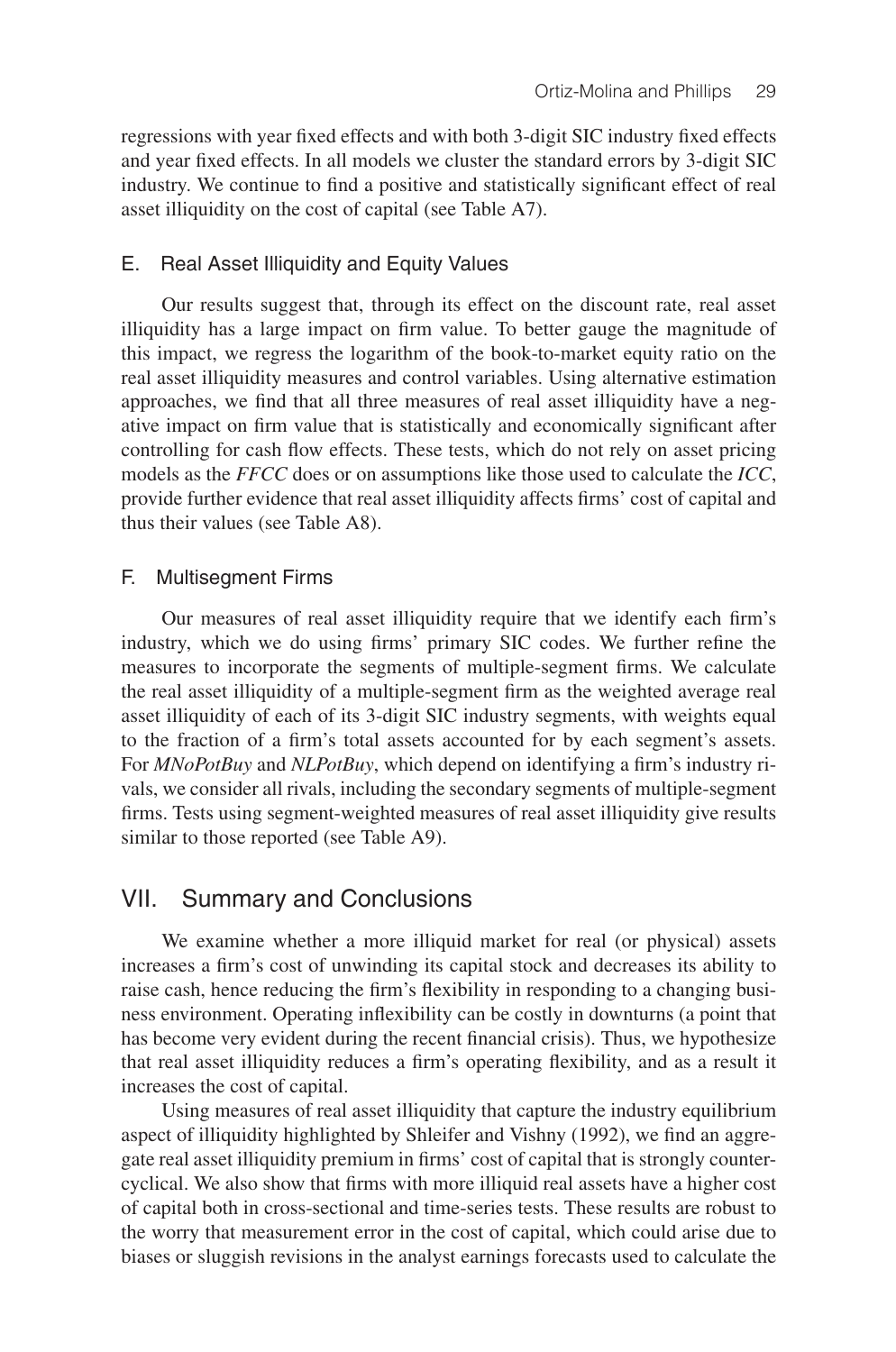regressions with year fixed effects and with both 3-digit SIC industry fixed effects and year fixed effects. In all models we cluster the standard errors by 3-digit SIC industry. We continue to find a positive and statistically significant effect of real asset illiquidity on the cost of capital (see Table A7).

### E. Real Asset Illiquidity and Equity Values

Our results suggest that, through its effect on the discount rate, real asset illiquidity has a large impact on firm value. To better gauge the magnitude of this impact, we regress the logarithm of the book-to-market equity ratio on the real asset illiquidity measures and control variables. Using alternative estimation approaches, we find that all three measures of real asset illiquidity have a negative impact on firm value that is statistically and economically significant after controlling for cash flow effects. These tests, which do not rely on asset pricing models as the *FFCC* does or on assumptions like those used to calculate the *ICC*, provide further evidence that real asset illiquidity affects firms' cost of capital and thus their values (see Table A8).

### F. Multisegment Firms

Our measures of real asset illiquidity require that we identify each firm's industry, which we do using firms' primary SIC codes. We further refine the measures to incorporate the segments of multiple-segment firms. We calculate the real asset illiquidity of a multiple-segment firm as the weighted average real asset illiquidity of each of its 3-digit SIC industry segments, with weights equal to the fraction of a firm's total assets accounted for by each segment's assets. For *MNoPotBuy* and *NLPotBuy*, which depend on identifying a firm's industry rivals, we consider all rivals, including the secondary segments of multiple-segment firms. Tests using segment-weighted measures of real asset illiquidity give results similar to those reported (see Table A9).

## VII. Summary and Conclusions

We examine whether a more illiquid market for real (or physical) assets increases a firm's cost of unwinding its capital stock and decreases its ability to raise cash, hence reducing the firm's flexibility in responding to a changing business environment. Operating inflexibility can be costly in downturns (a point that has become very evident during the recent financial crisis). Thus, we hypothesize that real asset illiquidity reduces a firm's operating flexibility, and as a result it increases the cost of capital.

Using measures of real asset illiquidity that capture the industry equilibrium aspect of illiquidity highlighted by Shleifer and Vishny (1992), we find an aggregate real asset illiquidity premium in firms' cost of capital that is strongly countercyclical. We also show that firms with more illiquid real assets have a higher cost of capital both in cross-sectional and time-series tests. These results are robust to the worry that measurement error in the cost of capital, which could arise due to biases or sluggish revisions in the analyst earnings forecasts used to calculate the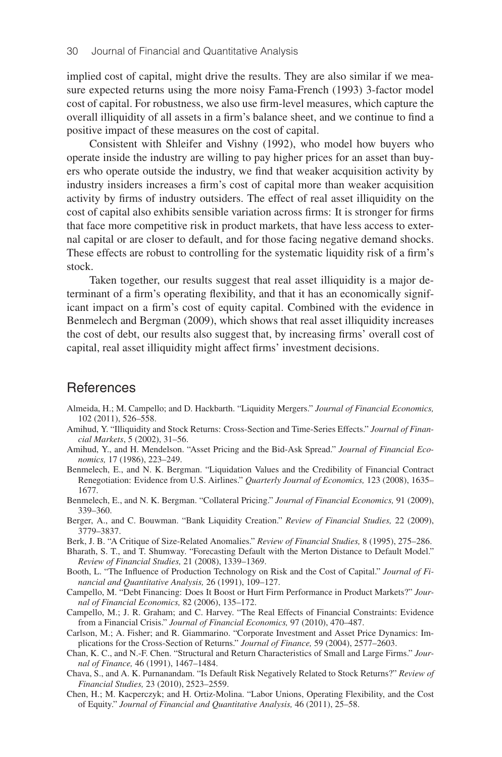implied cost of capital, might drive the results. They are also similar if we measure expected returns using the more noisy Fama-French (1993) 3-factor model cost of capital. For robustness, we also use firm-level measures, which capture the overall illiquidity of all assets in a firm's balance sheet, and we continue to find a positive impact of these measures on the cost of capital.

Consistent with Shleifer and Vishny (1992), who model how buyers who operate inside the industry are willing to pay higher prices for an asset than buyers who operate outside the industry, we find that weaker acquisition activity by industry insiders increases a firm's cost of capital more than weaker acquisition activity by firms of industry outsiders. The effect of real asset illiquidity on the cost of capital also exhibits sensible variation across firms: It is stronger for firms that face more competitive risk in product markets, that have less access to external capital or are closer to default, and for those facing negative demand shocks. These effects are robust to controlling for the systematic liquidity risk of a firm's stock.

Taken together, our results suggest that real asset illiquidity is a major determinant of a firm's operating flexibility, and that it has an economically significant impact on a firm's cost of equity capital. Combined with the evidence in Benmelech and Bergman (2009), which shows that real asset illiquidity increases the cost of debt, our results also suggest that, by increasing firms' overall cost of capital, real asset illiquidity might affect firms' investment decisions.

## References

Almeida, H.; M. Campello; and D. Hackbarth. "Liquidity Mergers." *Journal of Financial Economics,* 102 (2011), 526–558.

Amihud, Y. "Illiquidity and Stock Returns: Cross-Section and Time-Series Effects." *Journal of Financial Markets*, 5 (2002), 31–56.

Amihud, Y., and H. Mendelson. "Asset Pricing and the Bid-Ask Spread." *Journal of Financial Economics,* 17 (1986), 223–249.

Benmelech, E., and N. K. Bergman. "Liquidation Values and the Credibility of Financial Contract Renegotiation: Evidence from U.S. Airlines." *Quarterly Journal of Economics,* 123 (2008), 1635–1677.

Benmelech, E., and N. K. Bergman. "Collateral Pricing." *Journal of Financial Economics,* 91 (2009), 339–360.

Berger, A., and C. Bouwman. "Bank Liquidity Creation." *Review of Financial Studies,* 22 (2009), 3779–3837.

Berk, J. B. "A Critique of Size-Related Anomalies." *Review of Financial Studies,* 8 (1995), 275–286.

Bharath, S. T., and T. Shumway. "Forecasting Default with the Merton Distance to Default Model." *Review of Financial Studies,* 21 (2008), 1339–1369.

Booth, L. "The Influence of Production Technology on Risk and the Cost of Capital." *Journal of Financial and Quantitative Analysis,* 26 (1991), 109–127.

Campello, M. "Debt Financing: Does It Boost or Hurt Firm Performance in Product Markets?" *Journal of Financial Economics,* 82 (2006), 135–172.

Campello, M.; J. R. Graham; and C. Harvey. "The Real Effects of Financial Constraints: Evidence from a Financial Crisis." *Journal of Financial Economics,* 97 (2010), 470–487.

Carlson, M.; A. Fisher; and R. Giammarino. "Corporate Investment and Asset Price Dynamics: Implications for the Cross-Section of Returns." *Journal of Finance,* 59 (2004), 2577–2603.

Chan, K. C., and N.-F. Chen. "Structural and Return Characteristics of Small and Large Firms." *Journal of Finance,* 46 (1991), 1467–1484.

Chava, S., and A. K. Purnanandam. "Is Default Risk Negatively Related to Stock Returns?" *Review of Financial Studies,* 23 (2010), 2523–2559.

Chen, H.; M. Kacperczyk; and H. Ortiz-Molina. "Labor Unions, Operating Flexibility, and the Cost of Equity." *Journal of Financial and Quantitative Analysis,* 46 (2011), 25–58.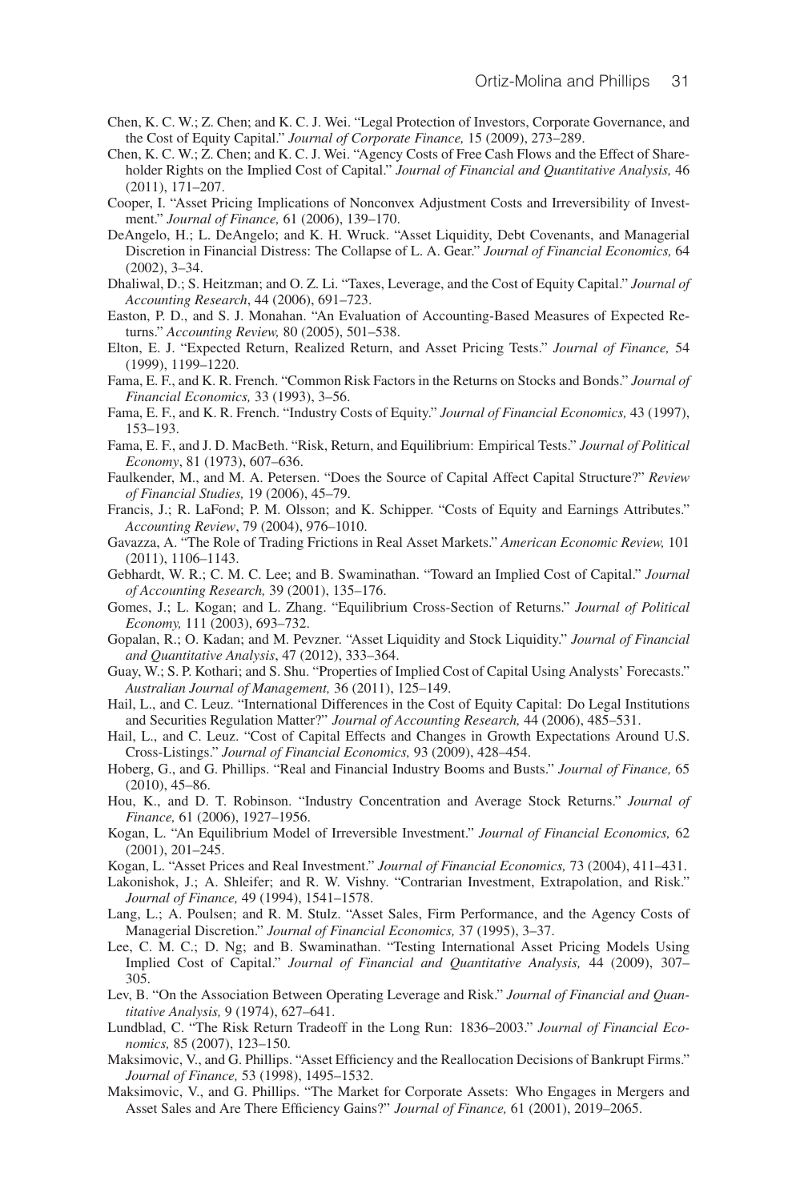Chen, K. C. W.; Z. Chen; and K. C. J. Wei. "Legal Protection of Investors, Corporate Governance, and the Cost of Equity Capital." *Journal of Corporate Finance,* 15 (2009), 273–289.

Chen, K. C. W.; Z. Chen; and K. C. J. Wei. "Agency Costs of Free Cash Flows and the Effect of Shareholder Rights on the Implied Cost of Capital." *Journal of Financial and Quantitative Analysis,* 46 (2011), 171–207.

Cooper, I. "Asset Pricing Implications of Nonconvex Adjustment Costs and Irreversibility of Investment." *Journal of Finance,* 61 (2006), 139–170.

DeAngelo, H.; L. DeAngelo; and K. H. Wruck. "Asset Liquidity, Debt Covenants, and Managerial Discretion in Financial Distress: The Collapse of L. A. Gear." *Journal of Financial Economics,* 64 (2002), 3–34.

Dhaliwal, D.; S. Heitzman; and O. Z. Li. "Taxes, Leverage, and the Cost of Equity Capital." *Journal of Accounting Research*, 44 (2006), 691–723.

Easton, P. D., and S. J. Monahan. "An Evaluation of Accounting-Based Measures of Expected Returns." *Accounting Review,* 80 (2005), 501–538.

Elton, E. J. "Expected Return, Realized Return, and Asset Pricing Tests." *Journal of Finance,* 54 (1999), 1199–1220.

Fama, E. F., and K. R. French. "Common Risk Factors in the Returns on Stocks and Bonds." *Journal of Financial Economics,* 33 (1993), 3–56.

Fama, E. F., and K. R. French. "Industry Costs of Equity." *Journal of Financial Economics,* 43 (1997), 153–193.

Fama, E. F., and J. D. MacBeth. "Risk, Return, and Equilibrium: Empirical Tests." *Journal of Political Economy*, 81 (1973), 607–636.

Faulkender, M., and M. A. Petersen. "Does the Source of Capital Affect Capital Structure?" *Review of Financial Studies,* 19 (2006), 45–79.

Francis, J.; R. LaFond; P. M. Olsson; and K. Schipper. "Costs of Equity and Earnings Attributes." *Accounting Review*, 79 (2004), 976–1010.

Gavazza, A. "The Role of Trading Frictions in Real Asset Markets." *American Economic Review,* 101 (2011), 1106–1143.

Gebhardt, W. R.; C. M. C. Lee; and B. Swaminathan. "Toward an Implied Cost of Capital." *Journal of Accounting Research,* 39 (2001), 135–176.

Gomes, J.; L. Kogan; and L. Zhang. "Equilibrium Cross-Section of Returns." *Journal of Political Economy,* 111 (2003), 693–732.

Gopalan, R.; O. Kadan; and M. Pevzner. "Asset Liquidity and Stock Liquidity." *Journal of Financial and Quantitative Analysis*, 47 (2012), 333–364.

Guay, W.; S. P. Kothari; and S. Shu. "Properties of Implied Cost of Capital Using Analysts' Forecasts." *Australian Journal of Management,* 36 (2011), 125–149.

Hail, L., and C. Leuz. "International Differences in the Cost of Equity Capital: Do Legal Institutions and Securities Regulation Matter?" *Journal of Accounting Research,* 44 (2006), 485–531.

Hail, L., and C. Leuz. "Cost of Capital Effects and Changes in Growth Expectations Around U.S. Cross-Listings." *Journal of Financial Economics,* 93 (2009), 428–454.

Hoberg, G., and G. Phillips. "Real and Financial Industry Booms and Busts." *Journal of Finance,* 65 (2010), 45–86.

Hou, K., and D. T. Robinson. "Industry Concentration and Average Stock Returns." *Journal of Finance,* 61 (2006), 1927–1956.

Kogan, L. "An Equilibrium Model of Irreversible Investment." *Journal of Financial Economics,* 62 (2001), 201–245.

Kogan, L. "Asset Prices and Real Investment." *Journal of Financial Economics,* 73 (2004), 411–431.

Lakonishok, J.; A. Shleifer; and R. W. Vishny. "Contrarian Investment, Extrapolation, and Risk." *Journal of Finance,* 49 (1994), 1541–1578.

Lang, L.; A. Poulsen; and R. M. Stulz. "Asset Sales, Firm Performance, and the Agency Costs of Managerial Discretion." *Journal of Financial Economics,* 37 (1995), 3–37.

Lee, C. M. C.; D. Ng; and B. Swaminathan. "Testing International Asset Pricing Models Using Implied Cost of Capital." *Journal of Financial and Quantitative Analysis,* 44 (2009), 307–305.

Lev, B. "On the Association Between Operating Leverage and Risk." *Journal of Financial and Quantitative Analysis,* 9 (1974), 627–641.

Lundblad, C. "The Risk Return Tradeoff in the Long Run: 1836–2003." *Journal of Financial Economics,* 85 (2007), 123–150.

Maksimovic, V., and G. Phillips. "Asset Efficiency and the Reallocation Decisions of Bankrupt Firms." *Journal of Finance,* 53 (1998), 1495–1532.

Maksimovic, V., and G. Phillips. "The Market for Corporate Assets: Who Engages in Mergers and Asset Sales and Are There Efficiency Gains?" *Journal of Finance,* 61 (2001), 2019–2065.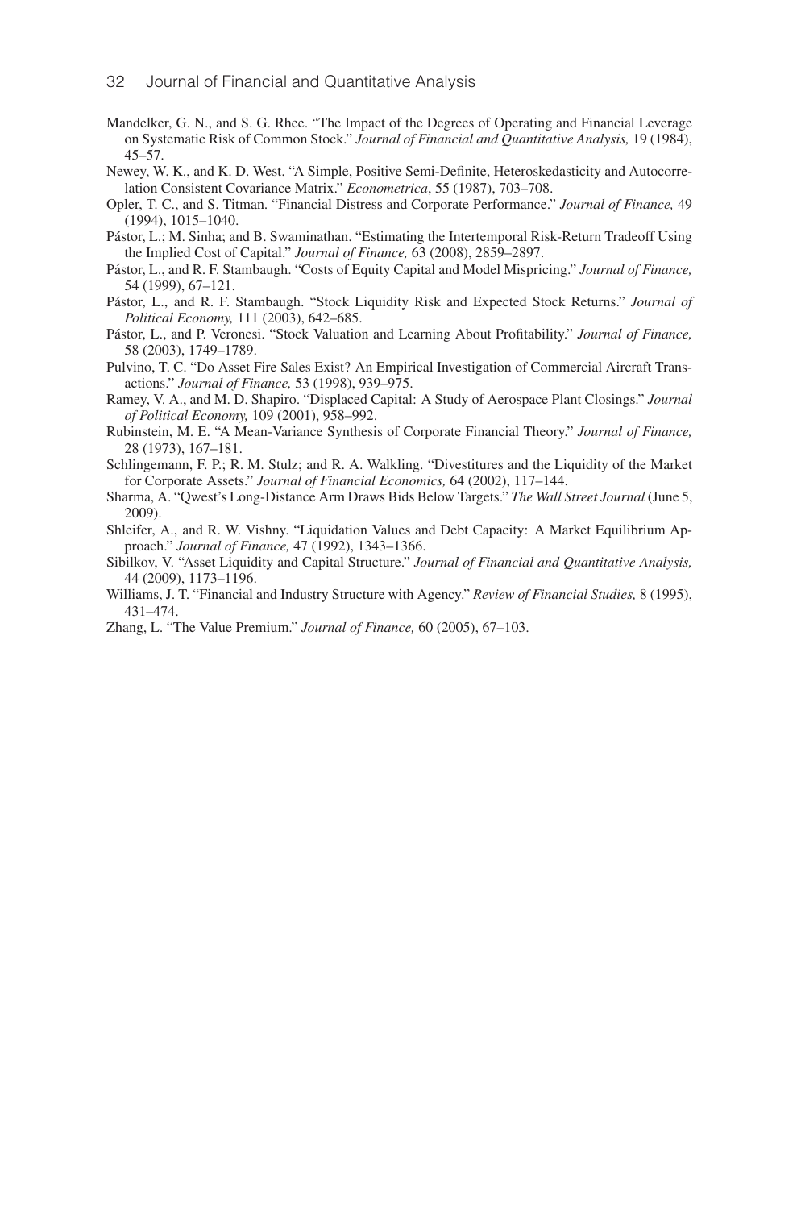Mandelker, G. N., and S. G. Rhee. "The Impact of the Degrees of Operating and Financial Leverage on Systematic Risk of Common Stock." *Journal of Financial and Quantitative Analysis,* 19 (1984), 45–57.

Newey, W. K., and K. D. West. "A Simple, Positive Semi-Definite, Heteroskedasticity and Autocorrelation Consistent Covariance Matrix." *Econometrica*, 55 (1987), 703–708.

Opler, T. C., and S. Titman. "Financial Distress and Corporate Performance." *Journal of Finance,* 49 (1994), 1015–1040.

Pástor, L.; M. Sinha; and B. Swaminathan. "Estimating the Intertemporal Risk-Return Tradeoff Using the Implied Cost of Capital." *Journal of Finance,* 63 (2008), 2859–2897.

Pástor, L., and R. F. Stambaugh. "Costs of Equity Capital and Model Mispricing." *Journal of Finance,* 54 (1999), 67–121.

Pástor, L., and R. F. Stambaugh. "Stock Liquidity Risk and Expected Stock Returns." *Journal of Political Economy,* 111 (2003), 642–685.

Pástor, L., and P. Veronesi. "Stock Valuation and Learning About Profitability." *Journal of Finance,* 58 (2003), 1749–1789.

Pulvino, T. C. "Do Asset Fire Sales Exist? An Empirical Investigation of Commercial Aircraft Transactions." *Journal of Finance,* 53 (1998), 939–975.

Ramey, V. A., and M. D. Shapiro. "Displaced Capital: A Study of Aerospace Plant Closings." *Journal of Political Economy,* 109 (2001), 958–992.

Rubinstein, M. E. "A Mean-Variance Synthesis of Corporate Financial Theory." *Journal of Finance,* 28 (1973), 167–181.

Schlingemann, F. P.; R. M. Stulz; and R. A. Walkling. "Divestitures and the Liquidity of the Market for Corporate Assets." *Journal of Financial Economics,* 64 (2002), 117–144.

Sharma, A. "Qwest's Long-Distance Arm Draws Bids Below Targets." *The Wall Street Journal* (June 5, 2009).

Shleifer, A., and R. W. Vishny. "Liquidation Values and Debt Capacity: A Market Equilibrium Approach." *Journal of Finance,* 47 (1992), 1343–1366.

Sibilkov, V. "Asset Liquidity and Capital Structure." *Journal of Financial and Quantitative Analysis,* 44 (2009), 1173–1196.

Williams, J. T. "Financial and Industry Structure with Agency." *Review of Financial Studies,* 8 (1995), 431–474.

Zhang, L. "The Value Premium." *Journal of Finance,* 60 (2005), 67–103.